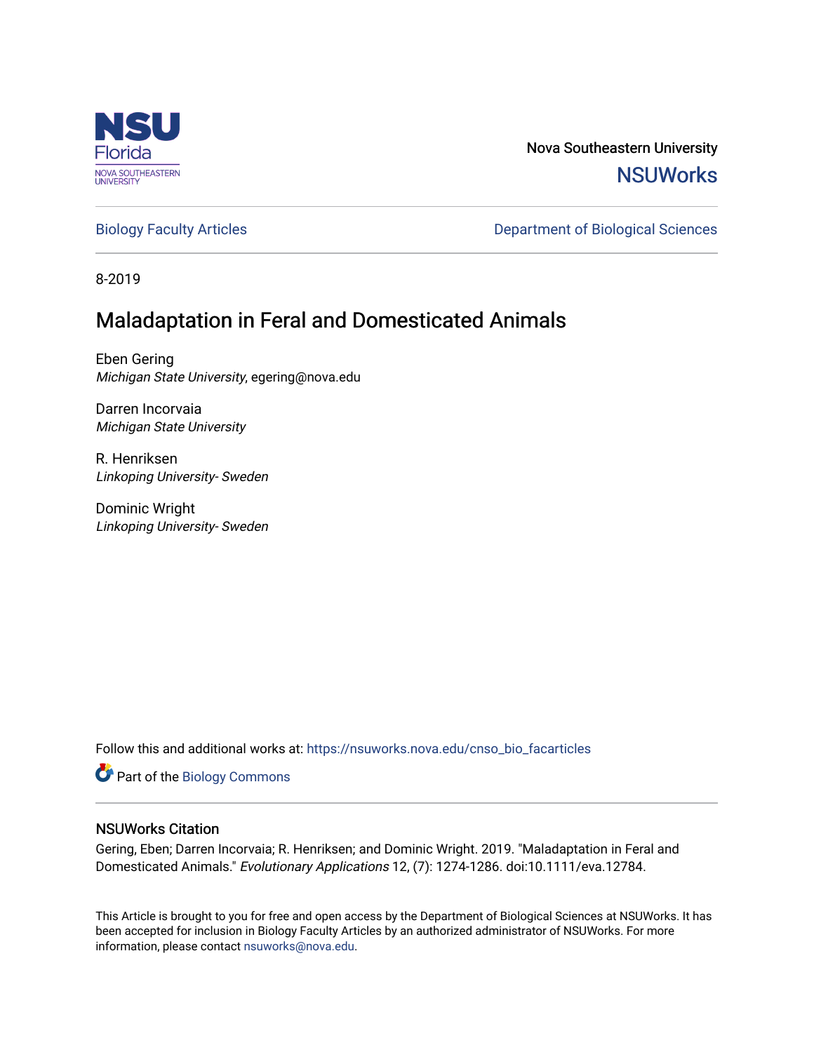Nova Southeastern University

NSUWorks

Biology Faculty Articles

Department of Biological Sciences

8-2019

# Maladaptation in Feral and Domesticated Animals

Eben Gering
*Michigan State University*, egering@nova.edu

Darren Incorvaia
*Michigan State University*

R. Henriksen
*Linkoping University- Sweden*

Dominic Wright
*Linkoping University- Sweden*

Follow this and additional works at: https://nsuworks.nova.edu/cnso_bio_facarticles

Part of the Biology Commons

## NSUWorks Citation

Gering, Eben; Darren Incorvaia; R. Henriksen; and Dominic Wright. 2019. "Maladaptation in Feral and Domesticated Animals." *Evolutionary Applications* 12, (7): 1274-1286. doi:10.1111/eva.12784.

This Article is brought to you for free and open access by the Department of Biological Sciences at NSUWorks. It has been accepted for inclusion in Biology Faculty Articles by an authorized administrator of NSUWorks. For more information, please contact nsuworks@nova.edu.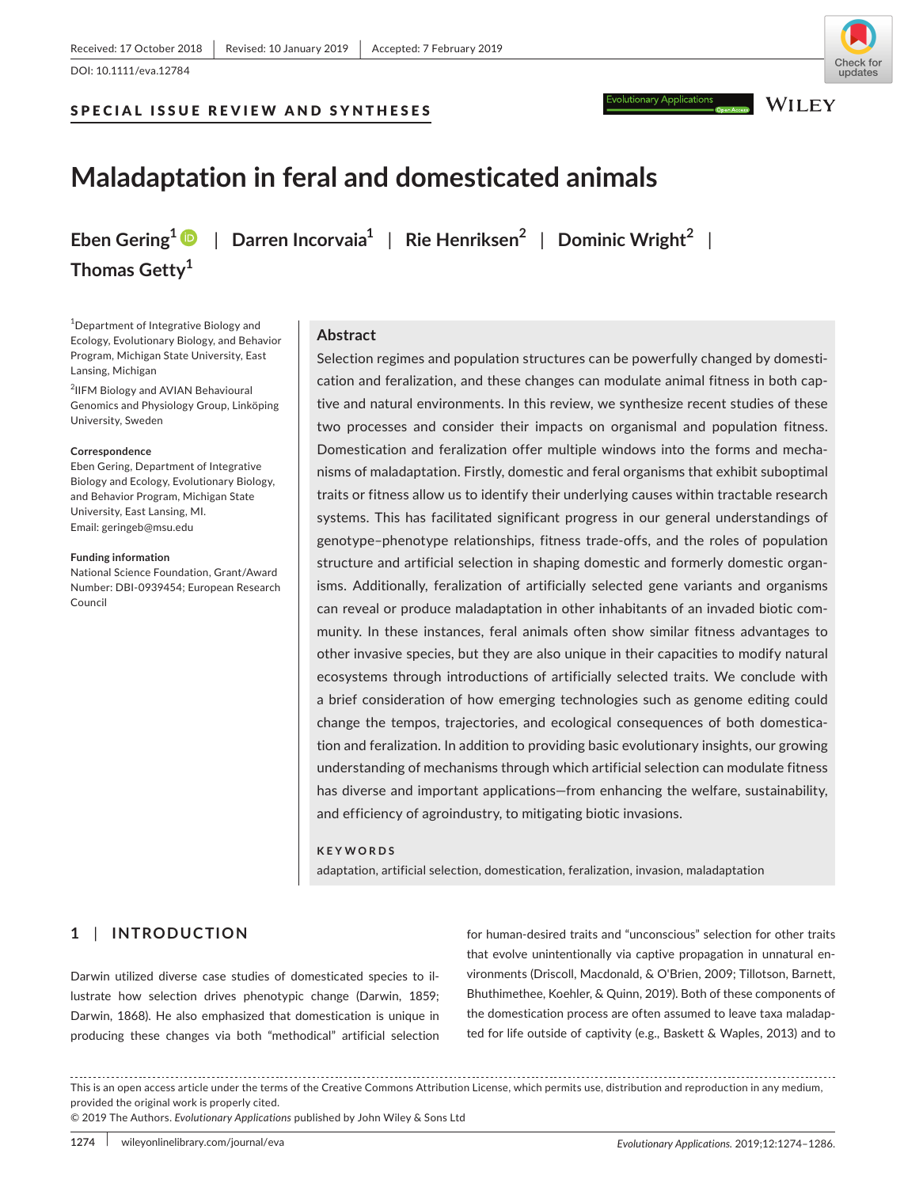Received: 17 October 2018 | Revised: 10 January 2019 | Accepted: 7 February 2019

DOI: 10.1111/eva.12784

SPECIAL ISSUE REVIEW AND SYNTHESES

# Maladaptation in feral and domesticated animals

**Eben Gering[1]** | **Darren Incorvaia[1]** | **Rie Henriksen[2]** | **Dominic Wright[2]** | **Thomas Getty[1]**

[1]Department of Integrative Biology and Ecology, Evolutionary Biology, and Behavior Program, Michigan State University, East Lansing, Michigan

[2]IIFM Biology and AVIAN Behavioural Genomics and Physiology Group, Linköping University, Sweden

**Correspondence**
Eben Gering, Department of Integrative Biology and Ecology, Evolutionary Biology, and Behavior Program, Michigan State University, East Lansing, MI.
Email: geringeb@msu.edu

**Funding information**
National Science Foundation, Grant/Award Number: DBI-0939454; European Research Council

## Abstract

Selection regimes and population structures can be powerfully changed by domestication and feralization, and these changes can modulate animal fitness in both captive and natural environments. In this review, we synthesize recent studies of these two processes and consider their impacts on organismal and population fitness. Domestication and feralization offer multiple windows into the forms and mechanisms of maladaptation. Firstly, domestic and feral organisms that exhibit suboptimal traits or fitness allow us to identify their underlying causes within tractable research systems. This has facilitated significant progress in our general understandings of genotype–phenotype relationships, fitness trade-offs, and the roles of population structure and artificial selection in shaping domestic and formerly domestic organisms. Additionally, feralization of artificially selected gene variants and organisms can reveal or produce maladaptation in other inhabitants of an invaded biotic community. In these instances, feral animals often show similar fitness advantages to other invasive species, but they are also unique in their capacities to modify natural ecosystems through introductions of artificially selected traits. We conclude with a brief consideration of how emerging technologies such as genome editing could change the tempos, trajectories, and ecological consequences of both domestication and feralization. In addition to providing basic evolutionary insights, our growing understanding of mechanisms through which artificial selection can modulate fitness has diverse and important applications—from enhancing the welfare, sustainability, and efficiency of agroindustry, to mitigating biotic invasions.

**KEYWORDS**

adaptation, artificial selection, domestication, feralization, invasion, maladaptation

## 1 | INTRODUCTION

Darwin utilized diverse case studies of domesticated species to illustrate how selection drives phenotypic change (Darwin, 1859; Darwin, 1868). He also emphasized that domestication is unique in producing these changes via both "methodical" artificial selection for human-desired traits and "unconscious" selection for other traits that evolve unintentionally via captive propagation in unnatural environments (Driscoll, Macdonald, & O'Brien, 2009; Tillotson, Barnett, Bhuthimethee, Koehler, & Quinn, 2019). Both of these components of the domestication process are often assumed to leave taxa maladapted for life outside of captivity (e.g., Baskett & Waples, 2013) and to

This is an open access article under the terms of the Creative Commons Attribution License, which permits use, distribution and reproduction in any medium, provided the original work is properly cited.
© 2019 The Authors. *Evolutionary Applications* published by John Wiley & Sons Ltd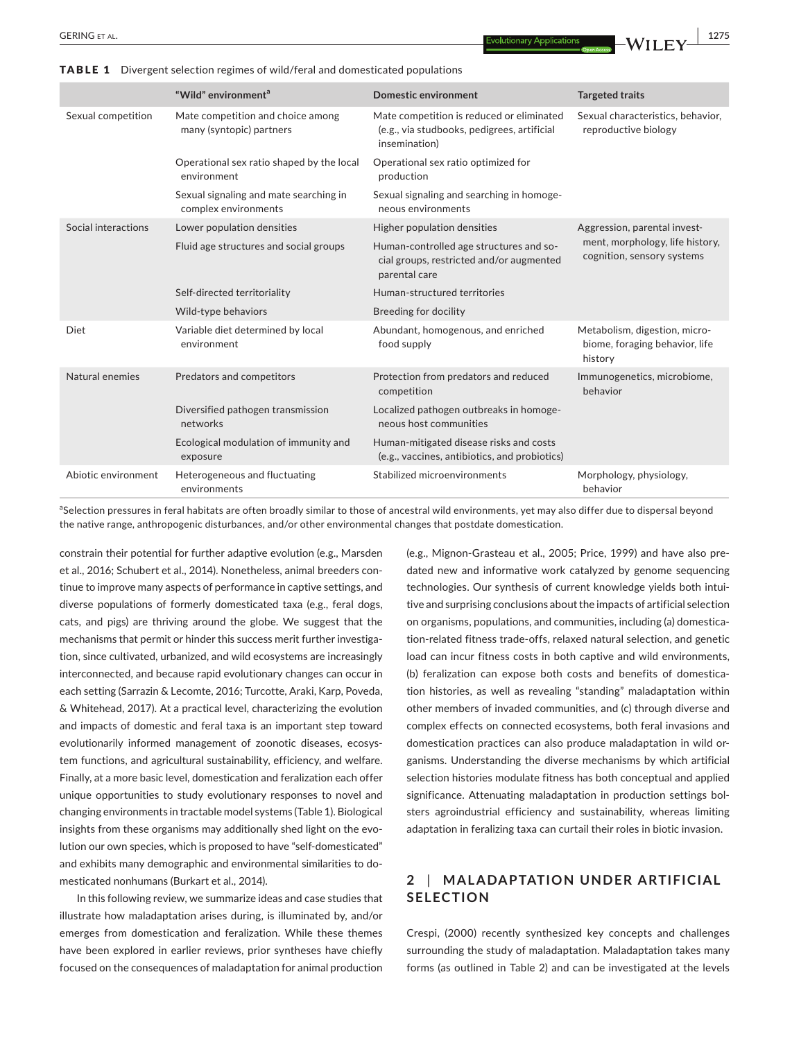**TABLE 1** Divergent selection regimes of wild/feral and domesticated populations

| | "Wild" environment[a] | Domestic environment | Targeted traits |
|---|---|---|---|
| Sexual competition | Mate competition and choice among many (syntopic) partners | Mate competition is reduced or eliminated (e.g., via studbooks, pedigrees, artificial insemination) | Sexual characteristics, behavior, reproductive biology |
| | Operational sex ratio shaped by the local environment | Operational sex ratio optimized for production | |
| | Sexual signaling and mate searching in complex environments | Sexual signaling and searching in homogeneous environments | |
| Social interactions | Lower population densities | Higher population densities | Aggression, parental investment, morphology, life history, cognition, sensory systems |
| | Fluid age structures and social groups | Human-controlled age structures and social groups, restricted and/or augmented parental care | |
| | Self-directed territoriality | Human-structured territories | |
| | Wild-type behaviors | Breeding for docility | |
| Diet | Variable diet determined by local environment | Abundant, homogenous, and enriched food supply | Metabolism, digestion, microbiome, foraging behavior, life history |
| Natural enemies | Predators and competitors | Protection from predators and reduced competition | Immunogenetics, microbiome, behavior |
| | Diversified pathogen transmission networks | Localized pathogen outbreaks in homogeneous host communities | |
| | Ecological modulation of immunity and exposure | Human-mitigated disease risks and costs (e.g., vaccines, antibiotics, and probiotics) | |
| Abiotic environment | Heterogeneous and fluctuating environments | Stabilized microenvironments | Morphology, physiology, behavior |

[a]Selection pressures in feral habitats are often broadly similar to those of ancestral wild environments, yet may also differ due to dispersal beyond the native range, anthropogenic disturbances, and/or other environmental changes that postdate domestication.

constrain their potential for further adaptive evolution (e.g., Marsden et al., 2016; Schubert et al., 2014). Nonetheless, animal breeders continue to improve many aspects of performance in captive settings, and diverse populations of formerly domesticated taxa (e.g., feral dogs, cats, and pigs) are thriving around the globe. We suggest that the mechanisms that permit or hinder this success merit further investigation, since cultivated, urbanized, and wild ecosystems are increasingly interconnected, and because rapid evolutionary changes can occur in each setting (Sarrazin & Lecomte, 2016; Turcotte, Araki, Karp, Poveda, & Whitehead, 2017). At a practical level, characterizing the evolution and impacts of domestic and feral taxa is an important step toward evolutionarily informed management of zoonotic diseases, ecosystem functions, and agricultural sustainability, efficiency, and welfare. Finally, at a more basic level, domestication and feralization each offer unique opportunities to study evolutionary responses to novel and changing environments in tractable model systems (Table 1). Biological insights from these organisms may additionally shed light on the evolution our own species, which is proposed to have "self-domesticated" and exhibits many demographic and environmental similarities to domesticated nonhumans (Burkart et al., 2014).

In this following review, we summarize ideas and case studies that illustrate how maladaptation arises during, is illuminated by, and/or emerges from domestication and feralization. While these themes have been explored in earlier reviews, prior syntheses have chiefly focused on the consequences of maladaptation for animal production (e.g., Mignon-Grasteau et al., 2005; Price, 1999) and have also predated new and informative work catalyzed by genome sequencing technologies. Our synthesis of current knowledge yields both intuitive and surprising conclusions about the impacts of artificial selection on organisms, populations, and communities, including (a) domestication-related fitness trade-offs, relaxed natural selection, and genetic load can incur fitness costs in both captive and wild environments, (b) feralization can expose both costs and benefits of domestication histories, as well as revealing "standing" maladaptation within other members of invaded communities, and (c) through diverse and complex effects on connected ecosystems, both feral invasions and domestication practices can also produce maladaptation in wild organisms. Understanding the diverse mechanisms by which artificial selection histories modulate fitness has both conceptual and applied significance. Attenuating maladaptation in production settings bolsters agroindustrial efficiency and sustainability, whereas limiting adaptation in feralizing taxa can curtail their roles in biotic invasion.

## 2 | MALADAPTATION UNDER ARTIFICIAL SELECTION

Crespi, (2000) recently synthesized key concepts and challenges surrounding the study of maladaptation. Maladaptation takes many forms (as outlined in Table 2) and can be investigated at the levels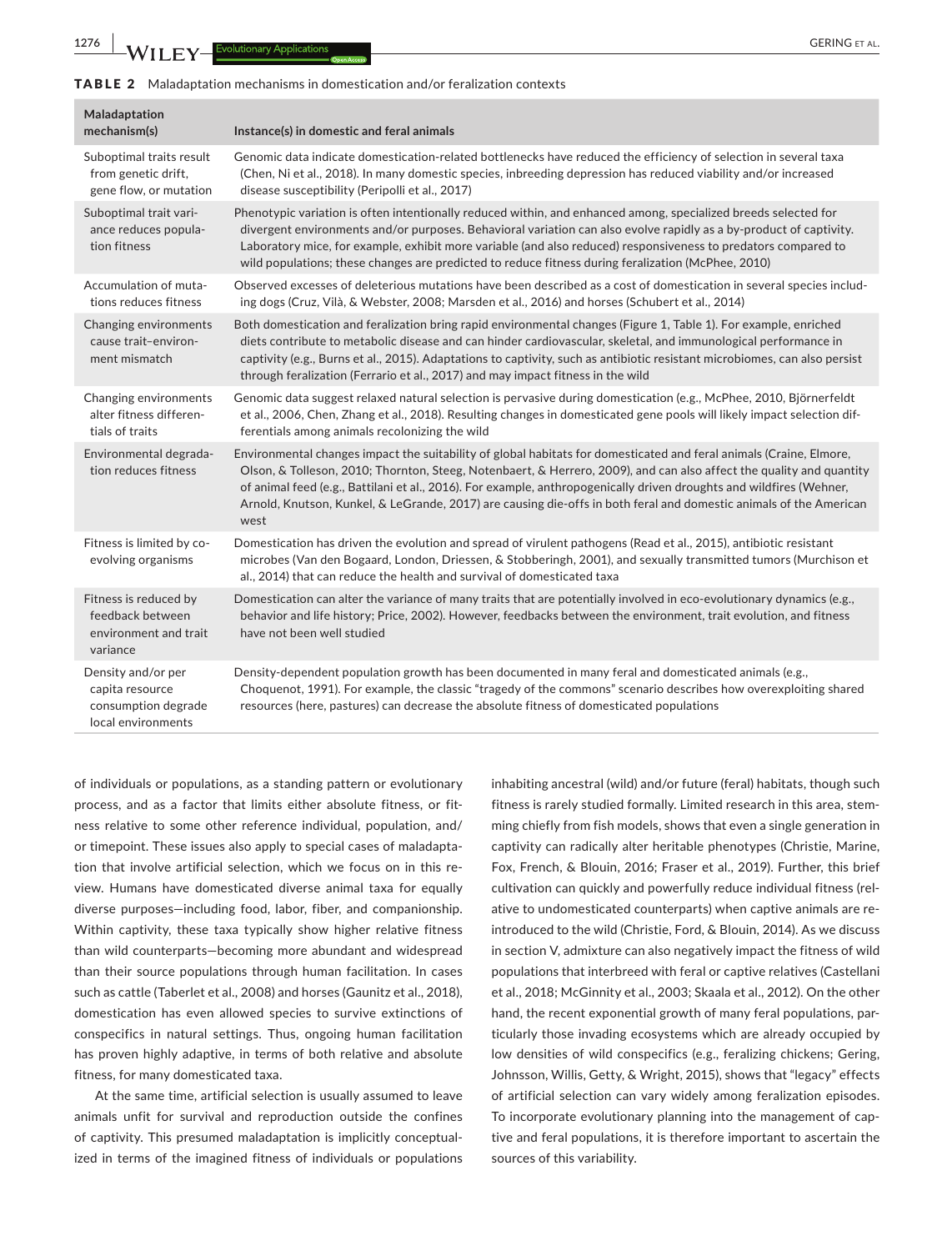**TABLE 2** Maladaptation mechanisms in domestication and/or feralization contexts

| Maladaptation mechanism(s) | Instance(s) in domestic and feral animals |
|---|---|
| Suboptimal traits result from genetic drift, gene flow, or mutation | Genomic data indicate domestication-related bottlenecks have reduced the efficiency of selection in several taxa (Chen, Ni et al., 2018). In many domestic species, inbreeding depression has reduced viability and/or increased disease susceptibility (Peripolli et al., 2017) |
| Suboptimal trait variance reduces population fitness | Phenotypic variation is often intentionally reduced within, and enhanced among, specialized breeds selected for divergent environments and/or purposes. Behavioral variation can also evolve rapidly as a by-product of captivity. Laboratory mice, for example, exhibit more variable (and also reduced) responsiveness to predators compared to wild populations; these changes are predicted to reduce fitness during feralization (McPhee, 2010) |
| Accumulation of mutations reduces fitness | Observed excesses of deleterious mutations have been described as a cost of domestication in several species including dogs (Cruz, Vilà, & Webster, 2008; Marsden et al., 2016) and horses (Schubert et al., 2014) |
| Changing environments cause trait–environment mismatch | Both domestication and feralization bring rapid environmental changes (Figure 1, Table 1). For example, enriched diets contribute to metabolic disease and can hinder cardiovascular, skeletal, and immunological performance in captivity (e.g., Burns et al., 2015). Adaptations to captivity, such as antibiotic resistant microbiomes, can also persist through feralization (Ferrario et al., 2017) and may impact fitness in the wild |
| Changing environments alter fitness differentials of traits | Genomic data suggest relaxed natural selection is pervasive during domestication (e.g., McPhee, 2010, Björnerfeldt et al., 2006, Chen, Zhang et al., 2018). Resulting changes in domesticated gene pools will likely impact selection differentials among animals recolonizing the wild |
| Environmental degradation reduces fitness | Environmental changes impact the suitability of global habitats for domesticated and feral animals (Craine, Elmore, Olson, & Tolleson, 2010; Thornton, Steeg, Notenbaert, & Herrero, 2009), and can also affect the quality and quantity of animal feed (e.g., Battilani et al., 2016). For example, anthropogenically driven droughts and wildfires (Wehner, Arnold, Knutson, Kunkel, & LeGrande, 2017) are causing die-offs in both feral and domestic animals of the American west |
| Fitness is limited by co-evolving organisms | Domestication has driven the evolution and spread of virulent pathogens (Read et al., 2015), antibiotic resistant microbes (Van den Bogaard, London, Driessen, & Stobberingh, 2001), and sexually transmitted tumors (Murchison et al., 2014) that can reduce the health and survival of domesticated taxa |
| Fitness is reduced by feedback between environment and trait variance | Domestication can alter the variance of many traits that are potentially involved in eco-evolutionary dynamics (e.g., behavior and life history; Price, 2002). However, feedbacks between the environment, trait evolution, and fitness have not been well studied |
| Density and/or per capita resource consumption degrade local environments | Density-dependent population growth has been documented in many feral and domesticated animals (e.g., Choquenot, 1991). For example, the classic "tragedy of the commons" scenario describes how overexploiting shared resources (here, pastures) can decrease the absolute fitness of domesticated populations |

of individuals or populations, as a standing pattern or evolutionary process, and as a factor that limits either absolute fitness, or fitness relative to some other reference individual, population, and/or timepoint. These issues also apply to special cases of maladaptation that involve artificial selection, which we focus on in this review. Humans have domesticated diverse animal taxa for equally diverse purposes—including food, labor, fiber, and companionship. Within captivity, these taxa typically show higher relative fitness than wild counterparts—becoming more abundant and widespread than their source populations through human facilitation. In cases such as cattle (Taberlet et al., 2008) and horses (Gaunitz et al., 2018), domestication has even allowed species to survive extinctions of conspecifics in natural settings. Thus, ongoing human facilitation has proven highly adaptive, in terms of both relative and absolute fitness, for many domesticated taxa.

At the same time, artificial selection is usually assumed to leave animals unfit for survival and reproduction outside the confines of captivity. This presumed maladaptation is implicitly conceptualized in terms of the imagined fitness of individuals or populations inhabiting ancestral (wild) and/or future (feral) habitats, though such fitness is rarely studied formally. Limited research in this area, stemming chiefly from fish models, shows that even a single generation in captivity can radically alter heritable phenotypes (Christie, Marine, Fox, French, & Blouin, 2016; Fraser et al., 2019). Further, this brief cultivation can quickly and powerfully reduce individual fitness (relative to undomesticated counterparts) when captive animals are reintroduced to the wild (Christie, Ford, & Blouin, 2014). As we discuss in section V, admixture can also negatively impact the fitness of wild populations that interbreed with feral or captive relatives (Castellani et al., 2018; McGinnity et al., 2003; Skaala et al., 2012). On the other hand, the recent exponential growth of many feral populations, particularly those invading ecosystems which are already occupied by low densities of wild conspecifics (e.g., feralizing chickens; Gering, Johnsson, Willis, Getty, & Wright, 2015), shows that "legacy" effects of artificial selection can vary widely among feralization episodes. To incorporate evolutionary planning into the management of captive and feral populations, it is therefore important to ascertain the sources of this variability.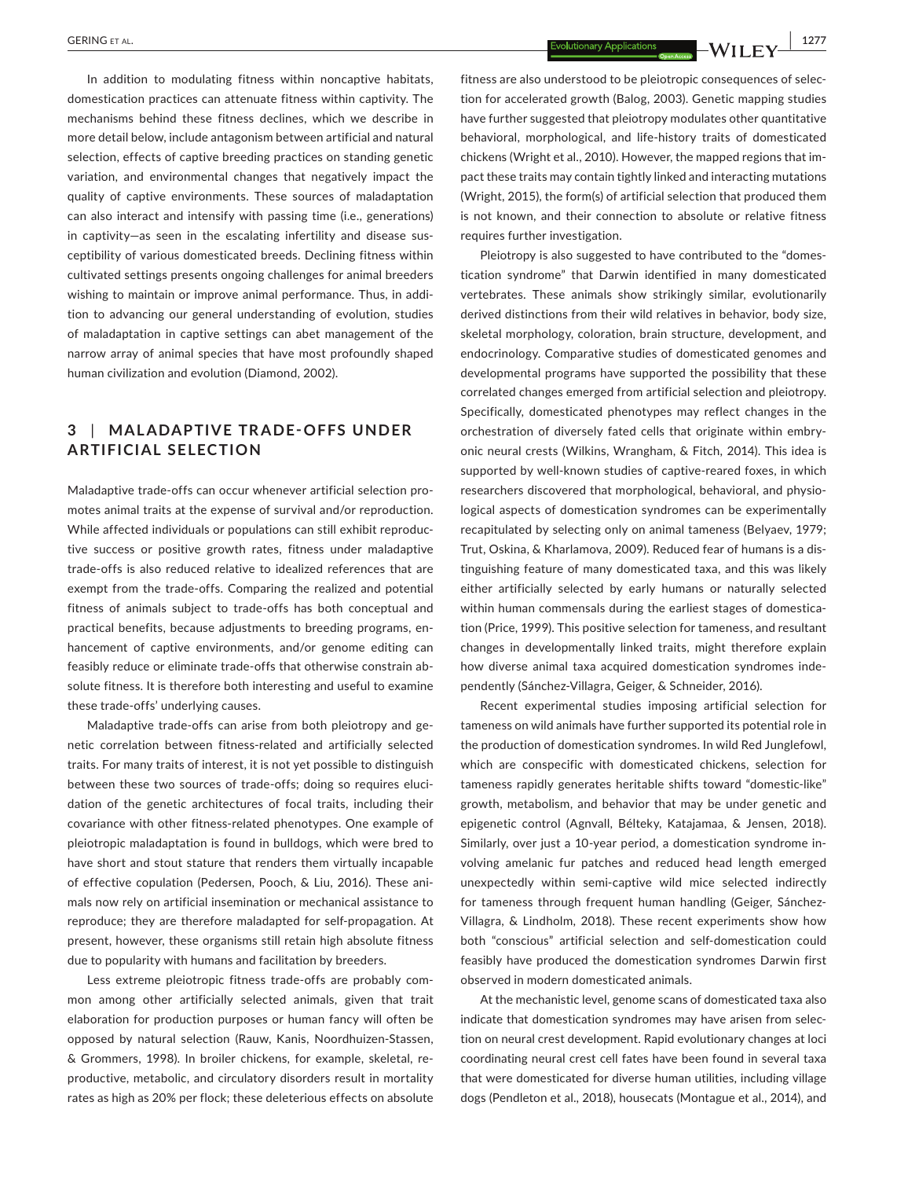In addition to modulating fitness within noncaptive habitats, domestication practices can attenuate fitness within captivity. The mechanisms behind these fitness declines, which we describe in more detail below, include antagonism between artificial and natural selection, effects of captive breeding practices on standing genetic variation, and environmental changes that negatively impact the quality of captive environments. These sources of maladaptation can also interact and intensify with passing time (i.e., generations) in captivity—as seen in the escalating infertility and disease susceptibility of various domesticated breeds. Declining fitness within cultivated settings presents ongoing challenges for animal breeders wishing to maintain or improve animal performance. Thus, in addition to advancing our general understanding of evolution, studies of maladaptation in captive settings can abet management of the narrow array of animal species that have most profoundly shaped human civilization and evolution (Diamond, 2002).

## 3 | MALADAPTIVE TRADE-OFFS UNDER ARTIFICIAL SELECTION

Maladaptive trade-offs can occur whenever artificial selection promotes animal traits at the expense of survival and/or reproduction. While affected individuals or populations can still exhibit reproductive success or positive growth rates, fitness under maladaptive trade-offs is also reduced relative to idealized references that are exempt from the trade-offs. Comparing the realized and potential fitness of animals subject to trade-offs has both conceptual and practical benefits, because adjustments to breeding programs, enhancement of captive environments, and/or genome editing can feasibly reduce or eliminate trade-offs that otherwise constrain absolute fitness. It is therefore both interesting and useful to examine these trade-offs' underlying causes.

Maladaptive trade-offs can arise from both pleiotropy and genetic correlation between fitness-related and artificially selected traits. For many traits of interest, it is not yet possible to distinguish between these two sources of trade-offs; doing so requires elucidation of the genetic architectures of focal traits, including their covariance with other fitness-related phenotypes. One example of pleiotropic maladaptation is found in bulldogs, which were bred to have short and stout stature that renders them virtually incapable of effective copulation (Pedersen, Pooch, & Liu, 2016). These animals now rely on artificial insemination or mechanical assistance to reproduce; they are therefore maladapted for self-propagation. At present, however, these organisms still retain high absolute fitness due to popularity with humans and facilitation by breeders.

Less extreme pleiotropic fitness trade-offs are probably common among other artificially selected animals, given that trait elaboration for production purposes or human fancy will often be opposed by natural selection (Rauw, Kanis, Noordhuizen-Stassen, & Grommers, 1998). In broiler chickens, for example, skeletal, reproductive, metabolic, and circulatory disorders result in mortality rates as high as 20% per flock; these deleterious effects on absolute fitness are also understood to be pleiotropic consequences of selection for accelerated growth (Balog, 2003). Genetic mapping studies have further suggested that pleiotropy modulates other quantitative behavioral, morphological, and life-history traits of domesticated chickens (Wright et al., 2010). However, the mapped regions that impact these traits may contain tightly linked and interacting mutations (Wright, 2015), the form(s) of artificial selection that produced them is not known, and their connection to absolute or relative fitness requires further investigation.

Pleiotropy is also suggested to have contributed to the "domestication syndrome" that Darwin identified in many domesticated vertebrates. These animals show strikingly similar, evolutionarily derived distinctions from their wild relatives in behavior, body size, skeletal morphology, coloration, brain structure, development, and endocrinology. Comparative studies of domesticated genomes and developmental programs have supported the possibility that these correlated changes emerged from artificial selection and pleiotropy. Specifically, domesticated phenotypes may reflect changes in the orchestration of diversely fated cells that originate within embryonic neural crests (Wilkins, Wrangham, & Fitch, 2014). This idea is supported by well-known studies of captive-reared foxes, in which researchers discovered that morphological, behavioral, and physiological aspects of domestication syndromes can be experimentally recapitulated by selecting only on animal tameness (Belyaev, 1979; Trut, Oskina, & Kharlamova, 2009). Reduced fear of humans is a distinguishing feature of many domesticated taxa, and this was likely either artificially selected by early humans or naturally selected within human commensals during the earliest stages of domestication (Price, 1999). This positive selection for tameness, and resultant changes in developmentally linked traits, might therefore explain how diverse animal taxa acquired domestication syndromes independently (Sánchez-Villagra, Geiger, & Schneider, 2016).

Recent experimental studies imposing artificial selection for tameness on wild animals have further supported its potential role in the production of domestication syndromes. In wild Red Junglefowl, which are conspecific with domesticated chickens, selection for tameness rapidly generates heritable shifts toward "domestic-like" growth, metabolism, and behavior that may be under genetic and epigenetic control (Agnvall, Bélteky, Katajamaa, & Jensen, 2018). Similarly, over just a 10-year period, a domestication syndrome involving amelanic fur patches and reduced head length emerged unexpectedly within semi-captive wild mice selected indirectly for tameness through frequent human handling (Geiger, Sánchez-Villagra, & Lindholm, 2018). These recent experiments show how both "conscious" artificial selection and self-domestication could feasibly have produced the domestication syndromes Darwin first observed in modern domesticated animals.

At the mechanistic level, genome scans of domesticated taxa also indicate that domestication syndromes may have arisen from selection on neural crest development. Rapid evolutionary changes at loci coordinating neural crest cell fates have been found in several taxa that were domesticated for diverse human utilities, including village dogs (Pendleton et al., 2018), housecats (Montague et al., 2014), and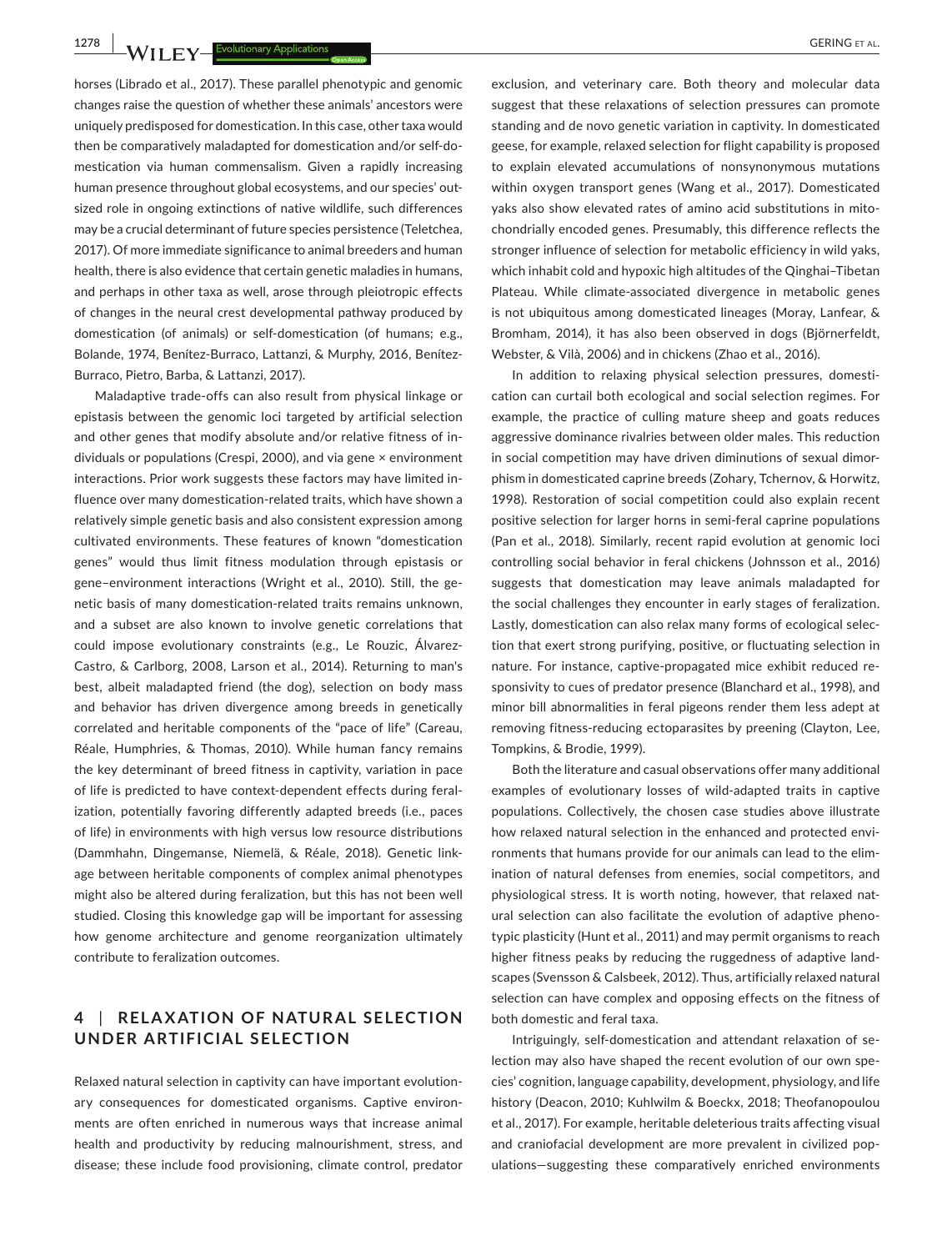horses (Librado et al., 2017). These parallel phenotypic and genomic changes raise the question of whether these animals' ancestors were uniquely predisposed for domestication. In this case, other taxa would then be comparatively maladapted for domestication and/or self-domestication via human commensalism. Given a rapidly increasing human presence throughout global ecosystems, and our species' outsized role in ongoing extinctions of native wildlife, such differences may be a crucial determinant of future species persistence (Teletchea, 2017). Of more immediate significance to animal breeders and human health, there is also evidence that certain genetic maladies in humans, and perhaps in other taxa as well, arose through pleiotropic effects of changes in the neural crest developmental pathway produced by domestication (of animals) or self-domestication (of humans; e.g., Bolande, 1974, Benítez-Burraco, Lattanzi, & Murphy, 2016, Benítez-Burraco, Pietro, Barba, & Lattanzi, 2017).

Maladaptive trade-offs can also result from physical linkage or epistasis between the genomic loci targeted by artificial selection and other genes that modify absolute and/or relative fitness of individuals or populations (Crespi, 2000), and via gene × environment interactions. Prior work suggests these factors may have limited influence over many domestication-related traits, which have shown a relatively simple genetic basis and also consistent expression among cultivated environments. These features of known "domestication genes" would thus limit fitness modulation through epistasis or gene–environment interactions (Wright et al., 2010). Still, the genetic basis of many domestication-related traits remains unknown, and a subset are also known to involve genetic correlations that could impose evolutionary constraints (e.g., Le Rouzic, Álvarez-Castro, & Carlborg, 2008, Larson et al., 2014). Returning to man's best, albeit maladapted friend (the dog), selection on body mass and behavior has driven divergence among breeds in genetically correlated and heritable components of the "pace of life" (Careau, Réale, Humphries, & Thomas, 2010). While human fancy remains the key determinant of breed fitness in captivity, variation in pace of life is predicted to have context-dependent effects during feralization, potentially favoring differently adapted breeds (i.e., paces of life) in environments with high versus low resource distributions (Dammhahn, Dingemanse, Niemelä, & Réale, 2018). Genetic linkage between heritable components of complex animal phenotypes might also be altered during feralization, but this has not been well studied. Closing this knowledge gap will be important for assessing how genome architecture and genome reorganization ultimately contribute to feralization outcomes.

## 4 | RELAXATION OF NATURAL SELECTION UNDER ARTIFICIAL SELECTION

Relaxed natural selection in captivity can have important evolutionary consequences for domesticated organisms. Captive environments are often enriched in numerous ways that increase animal health and productivity by reducing malnourishment, stress, and disease; these include food provisioning, climate control, predator exclusion, and veterinary care. Both theory and molecular data suggest that these relaxations of selection pressures can promote standing and de novo genetic variation in captivity. In domesticated geese, for example, relaxed selection for flight capability is proposed to explain elevated accumulations of nonsynonymous mutations within oxygen transport genes (Wang et al., 2017). Domesticated yaks also show elevated rates of amino acid substitutions in mitochondrially encoded genes. Presumably, this difference reflects the stronger influence of selection for metabolic efficiency in wild yaks, which inhabit cold and hypoxic high altitudes of the Qinghai–Tibetan Plateau. While climate-associated divergence in metabolic genes is not ubiquitous among domesticated lineages (Moray, Lanfear, & Bromham, 2014), it has also been observed in dogs (Björnerfeldt, Webster, & Vilà, 2006) and in chickens (Zhao et al., 2016).

In addition to relaxing physical selection pressures, domestication can curtail both ecological and social selection regimes. For example, the practice of culling mature sheep and goats reduces aggressive dominance rivalries between older males. This reduction in social competition may have driven diminutions of sexual dimorphism in domesticated caprine breeds (Zohary, Tchernov, & Horwitz, 1998). Restoration of social competition could also explain recent positive selection for larger horns in semi-feral caprine populations (Pan et al., 2018). Similarly, recent rapid evolution at genomic loci controlling social behavior in feral chickens (Johnsson et al., 2016) suggests that domestication may leave animals maladapted for the social challenges they encounter in early stages of feralization. Lastly, domestication can also relax many forms of ecological selection that exert strong purifying, positive, or fluctuating selection in nature. For instance, captive-propagated mice exhibit reduced responsivity to cues of predator presence (Blanchard et al., 1998), and minor bill abnormalities in feral pigeons render them less adept at removing fitness-reducing ectoparasites by preening (Clayton, Lee, Tompkins, & Brodie, 1999).

Both the literature and casual observations offer many additional examples of evolutionary losses of wild-adapted traits in captive populations. Collectively, the chosen case studies above illustrate how relaxed natural selection in the enhanced and protected environments that humans provide for our animals can lead to the elimination of natural defenses from enemies, social competitors, and physiological stress. It is worth noting, however, that relaxed natural selection can also facilitate the evolution of adaptive phenotypic plasticity (Hunt et al., 2011) and may permit organisms to reach higher fitness peaks by reducing the ruggedness of adaptive landscapes (Svensson & Calsbeek, 2012). Thus, artificially relaxed natural selection can have complex and opposing effects on the fitness of both domestic and feral taxa.

Intriguingly, self-domestication and attendant relaxation of selection may also have shaped the recent evolution of our own species' cognition, language capability, development, physiology, and life history (Deacon, 2010; Kuhlwilm & Boeckx, 2018; Theofanopoulou et al., 2017). For example, heritable deleterious traits affecting visual and craniofacial development are more prevalent in civilized populations—suggesting these comparatively enriched environments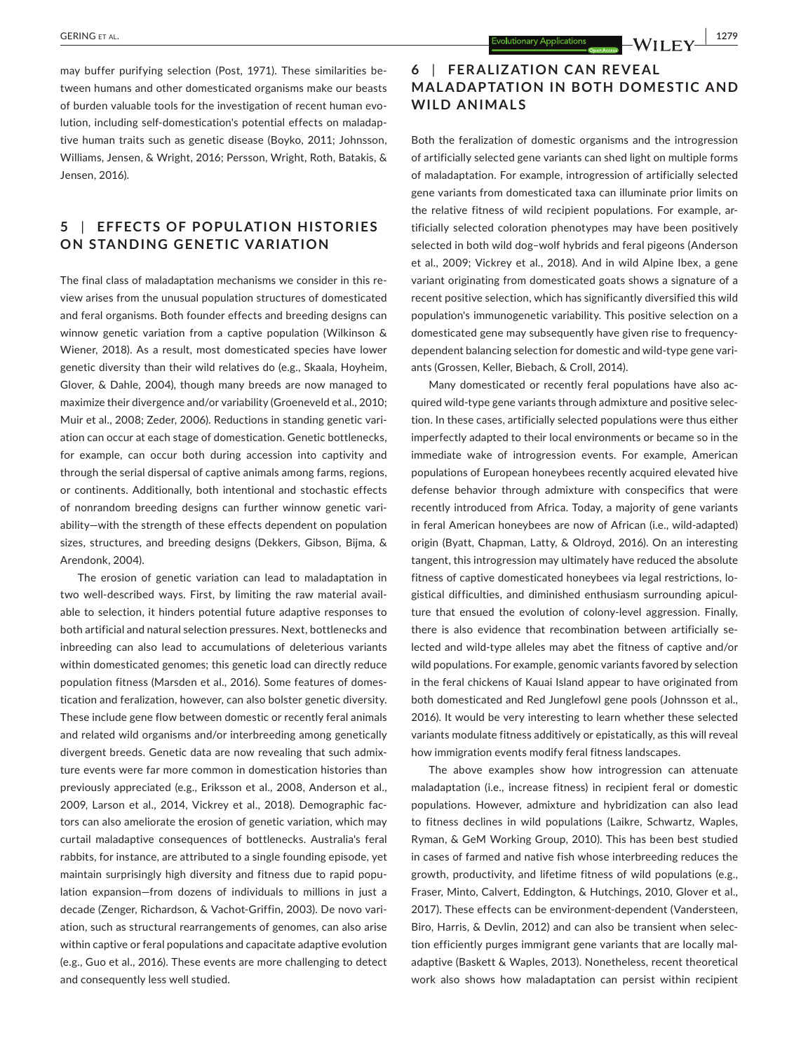may buffer purifying selection (Post, 1971). These similarities between humans and other domesticated organisms make our beasts of burden valuable tools for the investigation of recent human evolution, including self-domestication's potential effects on maladaptive human traits such as genetic disease (Boyko, 2011; Johnsson, Williams, Jensen, & Wright, 2016; Persson, Wright, Roth, Batakis, & Jensen, 2016).

## 5 | EFFECTS OF POPULATION HISTORIES ON STANDING GENETIC VARIATION

The final class of maladaptation mechanisms we consider in this review arises from the unusual population structures of domesticated and feral organisms. Both founder effects and breeding designs can winnow genetic variation from a captive population (Wilkinson & Wiener, 2018). As a result, most domesticated species have lower genetic diversity than their wild relatives do (e.g., Skaala, Hoyheim, Glover, & Dahle, 2004), though many breeds are now managed to maximize their divergence and/or variability (Groeneveld et al., 2010; Muir et al., 2008; Zeder, 2006). Reductions in standing genetic variation can occur at each stage of domestication. Genetic bottlenecks, for example, can occur both during accession into captivity and through the serial dispersal of captive animals among farms, regions, or continents. Additionally, both intentional and stochastic effects of nonrandom breeding designs can further winnow genetic variability—with the strength of these effects dependent on population sizes, structures, and breeding designs (Dekkers, Gibson, Bijma, & Arendonk, 2004).

The erosion of genetic variation can lead to maladaptation in two well-described ways. First, by limiting the raw material available to selection, it hinders potential future adaptive responses to both artificial and natural selection pressures. Next, bottlenecks and inbreeding can also lead to accumulations of deleterious variants within domesticated genomes; this genetic load can directly reduce population fitness (Marsden et al., 2016). Some features of domestication and feralization, however, can also bolster genetic diversity. These include gene flow between domestic or recently feral animals and related wild organisms and/or interbreeding among genetically divergent breeds. Genetic data are now revealing that such admixture events were far more common in domestication histories than previously appreciated (e.g., Eriksson et al., 2008, Anderson et al., 2009, Larson et al., 2014, Vickrey et al., 2018). Demographic factors can also ameliorate the erosion of genetic variation, which may curtail maladaptive consequences of bottlenecks. Australia's feral rabbits, for instance, are attributed to a single founding episode, yet maintain surprisingly high diversity and fitness due to rapid population expansion—from dozens of individuals to millions in just a decade (Zenger, Richardson, & Vachot-Griffin, 2003). De novo variation, such as structural rearrangements of genomes, can also arise within captive or feral populations and capacitate adaptive evolution (e.g., Guo et al., 2016). These events are more challenging to detect and consequently less well studied.

## 6 | FERALIZATION CAN REVEAL MALADAPTATION IN BOTH DOMESTIC AND WILD ANIMALS

Both the feralization of domestic organisms and the introgression of artificially selected gene variants can shed light on multiple forms of maladaptation. For example, introgression of artificially selected gene variants from domesticated taxa can illuminate prior limits on the relative fitness of wild recipient populations. For example, artificially selected coloration phenotypes may have been positively selected in both wild dog–wolf hybrids and feral pigeons (Anderson et al., 2009; Vickrey et al., 2018). And in wild Alpine Ibex, a gene variant originating from domesticated goats shows a signature of a recent positive selection, which has significantly diversified this wild population's immunogenetic variability. This positive selection on a domesticated gene may subsequently have given rise to frequency-dependent balancing selection for domestic and wild-type gene variants (Grossen, Keller, Biebach, & Croll, 2014).

Many domesticated or recently feral populations have also acquired wild-type gene variants through admixture and positive selection. In these cases, artificially selected populations were thus either imperfectly adapted to their local environments or became so in the immediate wake of introgression events. For example, American populations of European honeybees recently acquired elevated hive defense behavior through admixture with conspecifics that were recently introduced from Africa. Today, a majority of gene variants in feral American honeybees are now of African (i.e., wild-adapted) origin (Byatt, Chapman, Latty, & Oldroyd, 2016). On an interesting tangent, this introgression may ultimately have reduced the absolute fitness of captive domesticated honeybees via legal restrictions, logistical difficulties, and diminished enthusiasm surrounding apiculture that ensued the evolution of colony-level aggression. Finally, there is also evidence that recombination between artificially selected and wild-type alleles may abet the fitness of captive and/or wild populations. For example, genomic variants favored by selection in the feral chickens of Kauai Island appear to have originated from both domesticated and Red Junglefowl gene pools (Johnsson et al., 2016). It would be very interesting to learn whether these selected variants modulate fitness additively or epistatically, as this will reveal how immigration events modify feral fitness landscapes.

The above examples show how introgression can attenuate maladaptation (i.e., increase fitness) in recipient feral or domestic populations. However, admixture and hybridization can also lead to fitness declines in wild populations (Laikre, Schwartz, Waples, Ryman, & GeM Working Group, 2010). This has been best studied in cases of farmed and native fish whose interbreeding reduces the growth, productivity, and lifetime fitness of wild populations (e.g., Fraser, Minto, Calvert, Eddington, & Hutchings, 2010, Glover et al., 2017). These effects can be environment-dependent (Vandersteen, Biro, Harris, & Devlin, 2012) and can also be transient when selection efficiently purges immigrant gene variants that are locally maladaptive (Baskett & Waples, 2013). Nonetheless, recent theoretical work also shows how maladaptation can persist within recipient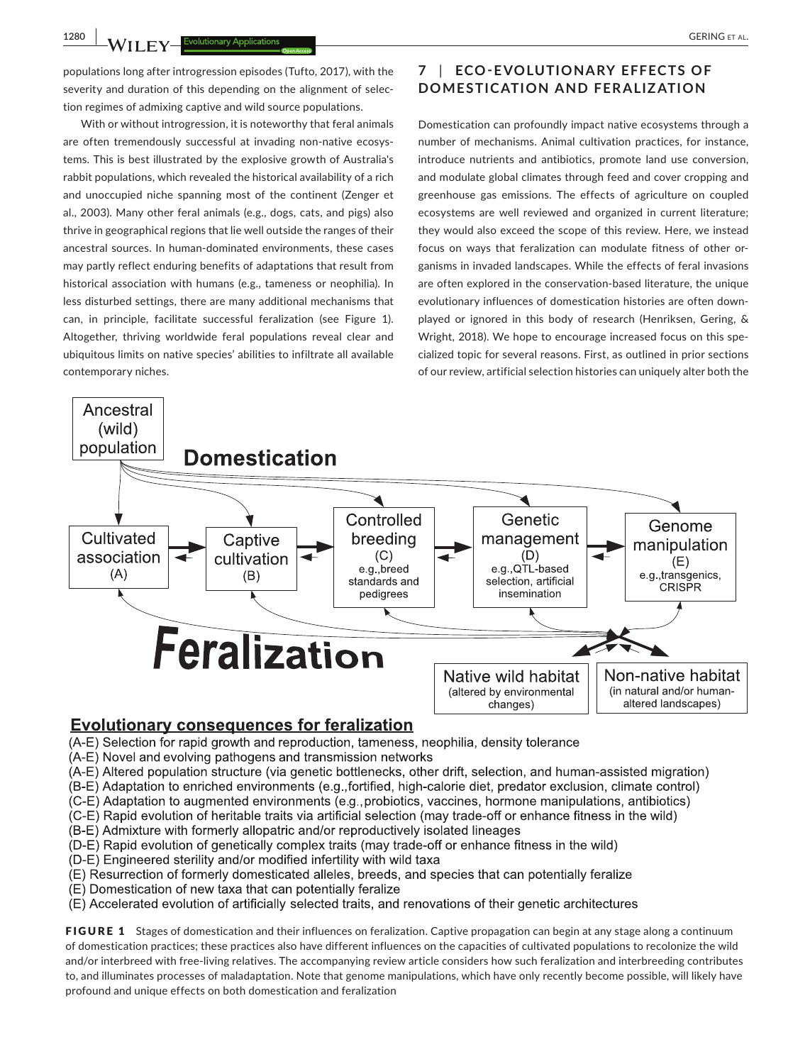populations long after introgression episodes (Tufto, 2017), with the severity and duration of this depending on the alignment of selection regimes of admixing captive and wild source populations.

With or without introgression, it is noteworthy that feral animals are often tremendously successful at invading non-native ecosystems. This is best illustrated by the explosive growth of Australia's rabbit populations, which revealed the historical availability of a rich and unoccupied niche spanning most of the continent (Zenger et al., 2003). Many other feral animals (e.g., dogs, cats, and pigs) also thrive in geographical regions that lie well outside the ranges of their ancestral sources. In human-dominated environments, these cases may partly reflect enduring benefits of adaptations that result from historical association with humans (e.g., tameness or neophilia). In less disturbed settings, there are many additional mechanisms that can, in principle, facilitate successful feralization (see Figure 1). Altogether, thriving worldwide feral populations reveal clear and ubiquitous limits on native species' abilities to infiltrate all available contemporary niches.

## 7 | ECO-EVOLUTIONARY EFFECTS OF DOMESTICATION AND FERALIZATION

Domestication can profoundly impact native ecosystems through a number of mechanisms. Animal cultivation practices, for instance, introduce nutrients and antibiotics, promote land use conversion, and modulate global climates through feed and cover cropping and greenhouse gas emissions. The effects of agriculture on coupled ecosystems are well reviewed and organized in current literature; they would also exceed the scope of this review. Here, we instead focus on ways that feralization can modulate fitness of other organisms in invaded landscapes. While the effects of feral invasions are often explored in the conservation-based literature, the unique evolutionary influences of domestication histories are often downplayed or ignored in this body of research (Henriksen, Gering, & Wright, 2018). We hope to encourage increased focus on this specialized topic for several reasons. First, as outlined in prior sections of our review, artificial selection histories can uniquely alter both the

Ancestral (wild) population

**Domestication**

Cultivated association (A) | Captive cultivation (B) | Controlled breeding (C) e.g., breed standards and pedigrees | Genetic management (D) e.g., QTL-based selection, artificial insemination | Genome manipulation (E) e.g., transgenics, CRISPR

**Feralization**

Native wild habitat (altered by environmental changes) | Non-native habitat (in natural and/or human-altered landscapes)

**Evolutionary consequences for feralization**

(A-E) Selection for rapid growth and reproduction, tameness, neophilia, density tolerance
(A-E) Novel and evolving pathogens and transmission networks
(A-E) Altered population structure (via genetic bottlenecks, other drift, selection, and human-assisted migration)
(B-E) Adaptation to enriched environments (e.g., fortified, high-calorie diet, predator exclusion, climate control)
(C-E) Adaptation to augmented environments (e.g., probiotics, vaccines, hormone manipulations, antibiotics)
(C-E) Rapid evolution of heritable traits via artificial selection (may trade-off or enhance fitness in the wild)
(B-E) Admixture with formerly allopatric and/or reproductively isolated lineages
(D-E) Rapid evolution of genetically complex traits (may trade-off or enhance fitness in the wild)
(D-E) Engineered sterility and/or modified infertility with wild taxa
(E) Resurrection of formerly domesticated alleles, breeds, and species that can potentially feralize
(E) Domestication of new taxa that can potentially feralize
(E) Accelerated evolution of artificially selected traits, and renovations of their genetic architectures

**FIGURE 1** Stages of domestication and their influences on feralization. Captive propagation can begin at any stage along a continuum of domestication practices; these practices also have different influences on the capacities of cultivated populations to recolonize the wild and/or interbreed with free-living relatives. The accompanying review article considers how such feralization and interbreeding contributes to, and illuminates processes of maladaptation. Note that genome manipulations, which have only recently become possible, will likely have profound and unique effects on both domestication and feralization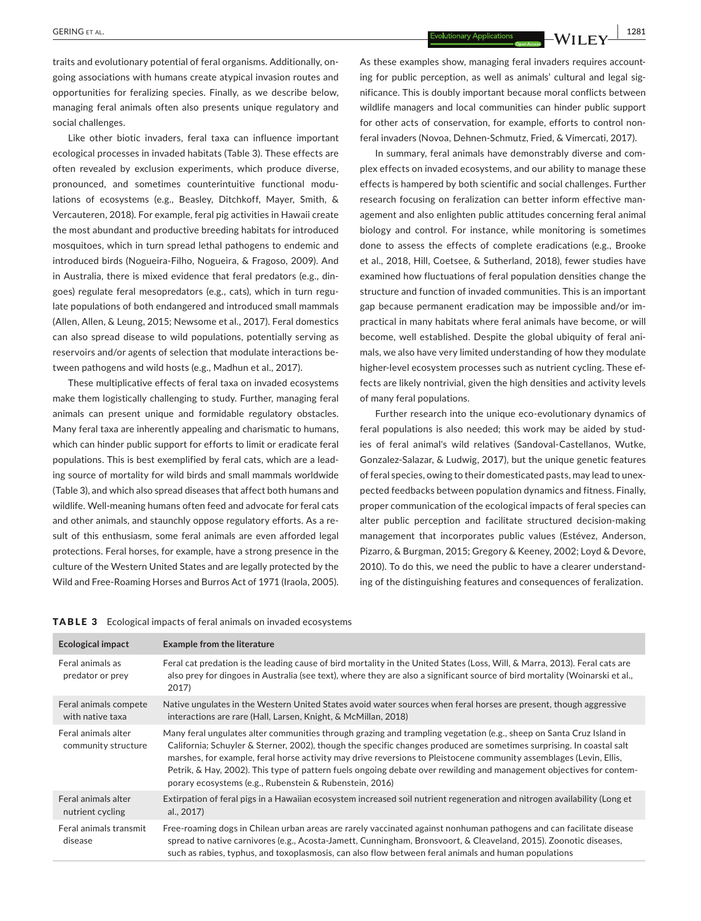traits and evolutionary potential of feral organisms. Additionally, ongoing associations with humans create atypical invasion routes and opportunities for feralizing species. Finally, as we describe below, managing feral animals often also presents unique regulatory and social challenges.

Like other biotic invaders, feral taxa can influence important ecological processes in invaded habitats (Table 3). These effects are often revealed by exclusion experiments, which produce diverse, pronounced, and sometimes counterintuitive functional modulations of ecosystems (e.g., Beasley, Ditchkoff, Mayer, Smith, & Vercauteren, 2018). For example, feral pig activities in Hawaii create the most abundant and productive breeding habitats for introduced mosquitoes, which in turn spread lethal pathogens to endemic and introduced birds (Nogueira-Filho, Nogueira, & Fragoso, 2009). And in Australia, there is mixed evidence that feral predators (e.g., dingoes) regulate feral mesopredators (e.g., cats), which in turn regulate populations of both endangered and introduced small mammals (Allen, Allen, & Leung, 2015; Newsome et al., 2017). Feral domestics can also spread disease to wild populations, potentially serving as reservoirs and/or agents of selection that modulate interactions between pathogens and wild hosts (e.g., Madhun et al., 2017).

These multiplicative effects of feral taxa on invaded ecosystems make them logistically challenging to study. Further, managing feral animals can present unique and formidable regulatory obstacles. Many feral taxa are inherently appealing and charismatic to humans, which can hinder public support for efforts to limit or eradicate feral populations. This is best exemplified by feral cats, which are a leading source of mortality for wild birds and small mammals worldwide (Table 3), and which also spread diseases that affect both humans and wildlife. Well-meaning humans often feed and advocate for feral cats and other animals, and staunchly oppose regulatory efforts. As a result of this enthusiasm, some feral animals are even afforded legal protections. Feral horses, for example, have a strong presence in the culture of the Western United States and are legally protected by the Wild and Free-Roaming Horses and Burros Act of 1971 (Iraola, 2005).

As these examples show, managing feral invaders requires accounting for public perception, as well as animals' cultural and legal significance. This is doubly important because moral conflicts between wildlife managers and local communities can hinder public support for other acts of conservation, for example, efforts to control nonferal invaders (Novoa, Dehnen-Schmutz, Fried, & Vimercati, 2017).

In summary, feral animals have demonstrably diverse and complex effects on invaded ecosystems, and our ability to manage these effects is hampered by both scientific and social challenges. Further research focusing on feralization can better inform effective management and also enlighten public attitudes concerning feral animal biology and control. For instance, while monitoring is sometimes done to assess the effects of complete eradications (e.g., Brooke et al., 2018, Hill, Coetsee, & Sutherland, 2018), fewer studies have examined how fluctuations of feral population densities change the structure and function of invaded communities. This is an important gap because permanent eradication may be impossible and/or impractical in many habitats where feral animals have become, or will become, well established. Despite the global ubiquity of feral animals, we also have very limited understanding of how they modulate higher-level ecosystem processes such as nutrient cycling. These effects are likely nontrivial, given the high densities and activity levels of many feral populations.

Further research into the unique eco-evolutionary dynamics of feral populations is also needed; this work may be aided by studies of feral animal's wild relatives (Sandoval-Castellanos, Wutke, Gonzalez-Salazar, & Ludwig, 2017), but the unique genetic features of feral species, owing to their domesticated pasts, may lead to unexpected feedbacks between population dynamics and fitness. Finally, proper communication of the ecological impacts of feral species can alter public perception and facilitate structured decision-making management that incorporates public values (Estévez, Anderson, Pizarro, & Burgman, 2015; Gregory & Keeney, 2002; Loyd & Devore, 2010). To do this, we need the public to have a clearer understanding of the distinguishing features and consequences of feralization.

**TABLE 3** Ecological impacts of feral animals on invaded ecosystems

| Ecological impact | Example from the literature |
|---|---|
| Feral animals as predator or prey | Feral cat predation is the leading cause of bird mortality in the United States (Loss, Will, & Marra, 2013). Feral cats are also prey for dingoes in Australia (see text), where they are also a significant source of bird mortality (Woinarski et al., 2017) |
| Feral animals compete with native taxa | Native ungulates in the Western United States avoid water sources when feral horses are present, though aggressive interactions are rare (Hall, Larsen, Knight, & McMillan, 2018) |
| Feral animals alter community structure | Many feral ungulates alter communities through grazing and trampling vegetation (e.g., sheep on Santa Cruz Island in California; Schuyler & Sterner, 2002), though the specific changes produced are sometimes surprising. In coastal salt marshes, for example, feral horse activity may drive reversions to Pleistocene community assemblages (Levin, Ellis, Petrik, & Hay, 2002). This type of pattern fuels ongoing debate over rewilding and management objectives for contemporary ecosystems (e.g., Rubenstein & Rubenstein, 2016) |
| Feral animals alter nutrient cycling | Extirpation of feral pigs in a Hawaiian ecosystem increased soil nutrient regeneration and nitrogen availability (Long et al., 2017) |
| Feral animals transmit disease | Free-roaming dogs in Chilean urban areas are rarely vaccinated against nonhuman pathogens and can facilitate disease spread to native carnivores (e.g., Acosta-Jamett, Cunningham, Bronsvoort, & Cleaveland, 2015). Zoonotic diseases, such as rabies, typhus, and toxoplasmosis, can also flow between feral animals and human populations |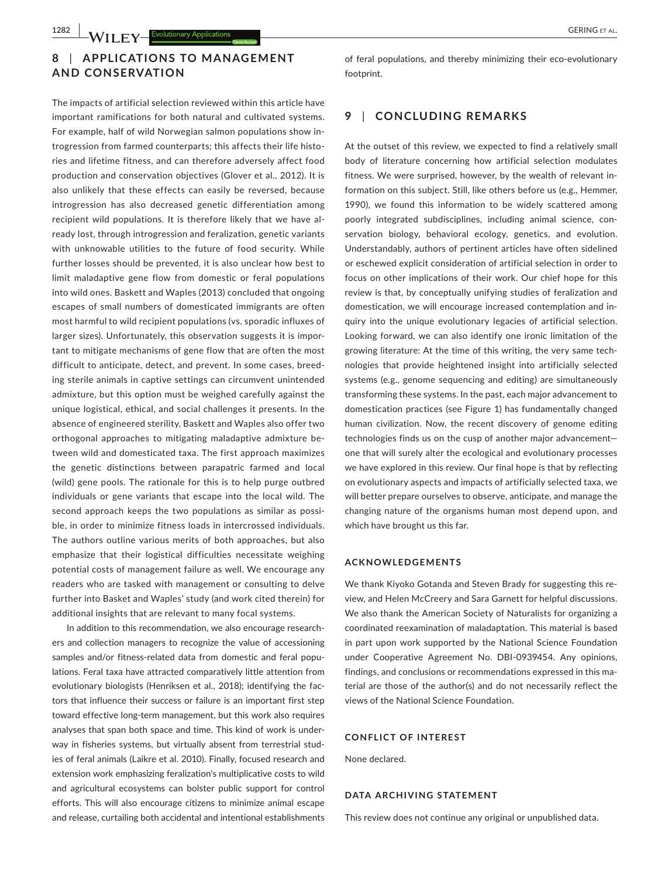## 8 | APPLICATIONS TO MANAGEMENT AND CONSERVATION

The impacts of artificial selection reviewed within this article have important ramifications for both natural and cultivated systems. For example, half of wild Norwegian salmon populations show introgression from farmed counterparts; this affects their life histories and lifetime fitness, and can therefore adversely affect food production and conservation objectives (Glover et al., 2012). It is also unlikely that these effects can easily be reversed, because introgression has also decreased genetic differentiation among recipient wild populations. It is therefore likely that we have already lost, through introgression and feralization, genetic variants with unknowable utilities to the future of food security. While further losses should be prevented, it is also unclear how best to limit maladaptive gene flow from domestic or feral populations into wild ones. Baskett and Waples (2013) concluded that ongoing escapes of small numbers of domesticated immigrants are often most harmful to wild recipient populations (vs. sporadic influxes of larger sizes). Unfortunately, this observation suggests it is important to mitigate mechanisms of gene flow that are often the most difficult to anticipate, detect, and prevent. In some cases, breeding sterile animals in captive settings can circumvent unintended admixture, but this option must be weighed carefully against the unique logistical, ethical, and social challenges it presents. In the absence of engineered sterility, Baskett and Waples also offer two orthogonal approaches to mitigating maladaptive admixture between wild and domesticated taxa. The first approach maximizes the genetic distinctions between parapatric farmed and local (wild) gene pools. The rationale for this is to help purge outbred individuals or gene variants that escape into the local wild. The second approach keeps the two populations as similar as possible, in order to minimize fitness loads in intercrossed individuals. The authors outline various merits of both approaches, but also emphasize that their logistical difficulties necessitate weighing potential costs of management failure as well. We encourage any readers who are tasked with management or consulting to delve further into Basket and Waples' study (and work cited therein) for additional insights that are relevant to many focal systems.

In addition to this recommendation, we also encourage researchers and collection managers to recognize the value of accessioning samples and/or fitness-related data from domestic and feral populations. Feral taxa have attracted comparatively little attention from evolutionary biologists (Henriksen et al., 2018); identifying the factors that influence their success or failure is an important first step toward effective long-term management, but this work also requires analyses that span both space and time. This kind of work is underway in fisheries systems, but virtually absent from terrestrial studies of feral animals (Laikre et al. 2010). Finally, focused research and extension work emphasizing feralization's multiplicative costs to wild and agricultural ecosystems can bolster public support for control efforts. This will also encourage citizens to minimize animal escape and release, curtailing both accidental and intentional establishments of feral populations, and thereby minimizing their eco-evolutionary footprint.

## 9 | CONCLUDING REMARKS

At the outset of this review, we expected to find a relatively small body of literature concerning how artificial selection modulates fitness. We were surprised, however, by the wealth of relevant information on this subject. Still, like others before us (e.g., Hemmer, 1990), we found this information to be widely scattered among poorly integrated subdisciplines, including animal science, conservation biology, behavioral ecology, genetics, and evolution. Understandably, authors of pertinent articles have often sidelined or eschewed explicit consideration of artificial selection in order to focus on other implications of their work. Our chief hope for this review is that, by conceptually unifying studies of feralization and domestication, we will encourage increased contemplation and inquiry into the unique evolutionary legacies of artificial selection. Looking forward, we can also identify one ironic limitation of the growing literature: At the time of this writing, the very same technologies that provide heightened insight into artificially selected systems (e.g., genome sequencing and editing) are simultaneously transforming these systems. In the past, each major advancement to domestication practices (see Figure 1) has fundamentally changed human civilization. Now, the recent discovery of genome editing technologies finds us on the cusp of another major advancement—one that will surely alter the ecological and evolutionary processes we have explored in this review. Our final hope is that by reflecting on evolutionary aspects and impacts of artificially selected taxa, we will better prepare ourselves to observe, anticipate, and manage the changing nature of the organisms human most depend upon, and which have brought us this far.

### ACKNOWLEDGEMENTS

We thank Kiyoko Gotanda and Steven Brady for suggesting this review, and Helen McCreery and Sara Garnett for helpful discussions. We also thank the American Society of Naturalists for organizing a coordinated reexamination of maladaptation. This material is based in part upon work supported by the National Science Foundation under Cooperative Agreement No. DBI-0939454. Any opinions, findings, and conclusions or recommendations expressed in this material are those of the author(s) and do not necessarily reflect the views of the National Science Foundation.

### CONFLICT OF INTEREST

None declared.

### DATA ARCHIVING STATEMENT

This review does not continue any original or unpublished data.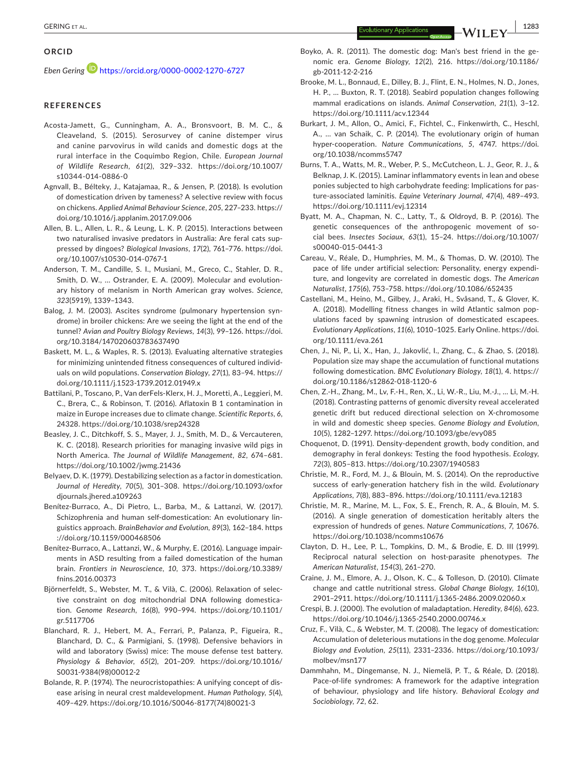## ORCID

*Eben Gering* https://orcid.org/0000-0002-1270-6727

## REFERENCES

Acosta-Jamett, G., Cunningham, A. A., Bronsvoort, B. M. C., & Cleaveland, S. (2015). Serosurvey of canine distemper virus and canine parvovirus in wild canids and domestic dogs at the rural interface in the Coquimbo Region, Chile. *European Journal of Wildlife Research*, *61*(2), 329–332. https://doi.org/10.1007/s10344-014-0886-0

Agnvall, B., Bélteky, J., Katajamaa, R., & Jensen, P. (2018). Is evolution of domestication driven by tameness? A selective review with focus on chickens. *Applied Animal Behaviour Science*, *205*, 227–233. https://doi.org/10.1016/j.applanim.2017.09.006

Allen, B. L., Allen, L. R., & Leung, L. K. P. (2015). Interactions between two naturalised invasive predators in Australia: Are feral cats suppressed by dingoes? *Biological Invasions*, *17*(2), 761–776. https://doi.org/10.1007/s10530-014-0767-1

Anderson, T. M., Candille, S. I., Musiani, M., Greco, C., Stahler, D. R., Smith, D. W., … Ostrander, E. A. (2009). Molecular and evolutionary history of melanism in North American gray wolves. *Science*, *323*(5919), 1339–1343.

Balog, J. M. (2003). Ascites syndrome (pulmonary hypertension syndrome) in broiler chickens: Are we seeing the light at the end of the tunnel? *Avian and Poultry Biology Reviews*, *14*(3), 99–126. https://doi.org/10.3184/147020603783637490

Baskett, M. L., & Waples, R. S. (2013). Evaluating alternative strategies for minimizing unintended fitness consequences of cultured individuals on wild populations. *Conservation Biology*, *27*(1), 83–94. https://doi.org/10.1111/j.1523-1739.2012.01949.x

Battilani, P., Toscano, P., Van derFels-Klerx, H. J., Moretti, A., Leggieri, M. C., Brera, C., … Robinson, T. (2016). Aflatoxin B 1 contamination in maize in Europe increases due to climate change. *Scientific Reports*, *6*, 24328. https://doi.org/10.1038/srep24328

Beasley, J. C., Ditchkoff, S. S., Mayer, J. J., Smith, M. D., & Vercauteren, K. C. (2018). Research priorities for managing invasive wild pigs in North America. *The Journal of Wildlife Management*, *82*, 674–681. https://doi.org/10.1002/jwmg.21436

Belyaev, D. K. (1979). Destabilizing selection as a factor in domestication. *Journal of Heredity*, *70*(5), 301–308. https://doi.org/10.1093/oxfordjournals.jhered.a109263

Benítez-Burraco, A., Di Pietro, L., Barba, M., & Lattanzi, W. (2017). Schizophrenia and human self-domestication: An evolutionary linguistics approach. *BrainBehavior and Evolution*, *89*(3), 162–184. https://doi.org/10.1159/000468506

Benítez-Burraco, A., Lattanzi, W., & Murphy, E. (2016). Language impairments in ASD resulting from a failed domestication of the human brain. *Frontiers in Neuroscience*, *10*, 373. https://doi.org/10.3389/fnins.2016.00373

Björnerfeldt, S., Webster, M. T., & Vilà, C. (2006). Relaxation of selective constraint on dog mitochondrial DNA following domestication. *Genome Research*, *16*(8), 990–994. https://doi.org/10.1101/gr.5117706

Blanchard, R. J., Hebert, M. A., Ferrari, P., Palanza, P., Figueira, R., Blanchard, D. C., & Parmigiani, S. (1998). Defensive behaviors in wild and laboratory (Swiss) mice: The mouse defense test battery. *Physiology & Behavior*, *65*(2), 201–209. https://doi.org/10.1016/S0031-9384(98)00012-2

Bolande, R. P. (1974). The neurocristopathies: A unifying concept of disease arising in neural crest maldevelopment. *Human Pathology*, *5*(4), 409–429. https://doi.org/10.1016/S0046-8177(74)80021-3

Boyko, A. R. (2011). The domestic dog: Man's best friend in the genomic era. *Genome Biology*, *12*(2), 216. https://doi.org/10.1186/gb-2011-12-2-216

Brooke, M. L., Bonnaud, E., Dilley, B. J., Flint, E. N., Holmes, N. D., Jones, H. P., … Buxton, R. T. (2018). Seabird population changes following mammal eradications on islands. *Animal Conservation*, *21*(1), 3–12. https://doi.org/10.1111/acv.12344

Burkart, J. M., Allon, O., Amici, F., Fichtel, C., Finkenwirth, C., Heschl, A., … van Schaik, C. P. (2014). The evolutionary origin of human hyper-cooperation. *Nature Communications*, *5*, 4747. https://doi.org/10.1038/ncomms5747

Burns, T. A., Watts, M. R., Weber, P. S., McCutcheon, L. J., Geor, R. J., & Belknap, J. K. (2015). Laminar inflammatory events in lean and obese ponies subjected to high carbohydrate feeding: Implications for pasture-associated laminitis. *Equine Veterinary Journal*, *47*(4), 489–493. https://doi.org/10.1111/evj.12314

Byatt, M. A., Chapman, N. C., Latty, T., & Oldroyd, B. P. (2016). The genetic consequences of the anthropogenic movement of social bees. *Insectes Sociaux*, *63*(1), 15–24. https://doi.org/10.1007/s00040-015-0441-3

Careau, V., Réale, D., Humphries, M. M., & Thomas, D. W. (2010). The pace of life under artificial selection: Personality, energy expenditure, and longevity are correlated in domestic dogs. *The American Naturalist*, *175*(6), 753–758. https://doi.org/10.1086/652435

Castellani, M., Heino, M., Gilbey, J., Araki, H., Svåsand, T., & Glover, K. A. (2018). Modelling fitness changes in wild Atlantic salmon populations faced by spawning intrusion of domesticated escapees. *Evolutionary Applications*, *11*(6), 1010–1025. Early Online. https://doi.org/10.1111/eva.261

Chen, J., Ni, P., Li, X., Han, J., Jakovlić, I., Zhang, C., & Zhao, S. (2018). Population size may shape the accumulation of functional mutations following domestication. *BMC Evolutionary Biology*, *18*(1), 4. https://doi.org/10.1186/s12862-018-1120-6

Chen, Z.-H., Zhang, M., Lv, F.-H., Ren, X., Li, W.-R., Liu, M.-J., … Li, M.-H. (2018). Contrasting patterns of genomic diversity reveal accelerated genetic drift but reduced directional selection on X-chromosome in wild and domestic sheep species. *Genome Biology and Evolution*, *10*(5), 1282–1297. https://doi.org/10.1093/gbe/evy085

Choquenot, D. (1991). Density-dependent growth, body condition, and demography in feral donkeys: Testing the food hypothesis. *Ecology*, *72*(3), 805–813. https://doi.org/10.2307/1940583

Christie, M. R., Ford, M. J., & Blouin, M. S. (2014). On the reproductive success of early-generation hatchery fish in the wild. *Evolutionary Applications*, *7*(8), 883–896. https://doi.org/10.1111/eva.12183

Christie, M. R., Marine, M. L., Fox, S. E., French, R. A., & Blouin, M. S. (2016). A single generation of domestication heritably alters the expression of hundreds of genes. *Nature Communications*, *7*, 10676. https://doi.org/10.1038/ncomms10676

Clayton, D. H., Lee, P. L., Tompkins, D. M., & Brodie, E. D. III (1999). Reciprocal natural selection on host-parasite phenotypes. *The American Naturalist*, *154*(3), 261–270.

Craine, J. M., Elmore, A. J., Olson, K. C., & Tolleson, D. (2010). Climate change and cattle nutritional stress. *Global Change Biology*, *16*(10), 2901–2911. https://doi.org/10.1111/j.1365-2486.2009.02060.x

Crespi, B. J. (2000). The evolution of maladaptation. *Heredity*, *84*(6), 623. https://doi.org/10.1046/j.1365-2540.2000.00746.x

Cruz, F., Vilà, C., & Webster, M. T. (2008). The legacy of domestication: Accumulation of deleterious mutations in the dog genome. *Molecular Biology and Evolution*, *25*(11), 2331–2336. https://doi.org/10.1093/molbev/msn177

Dammhahn, M., Dingemanse, N. J., Niemelä, P. T., & Réale, D. (2018). Pace-of-life syndromes: A framework for the adaptive integration of behaviour, physiology and life history. *Behavioral Ecology and Sociobiology*, *72*, 62.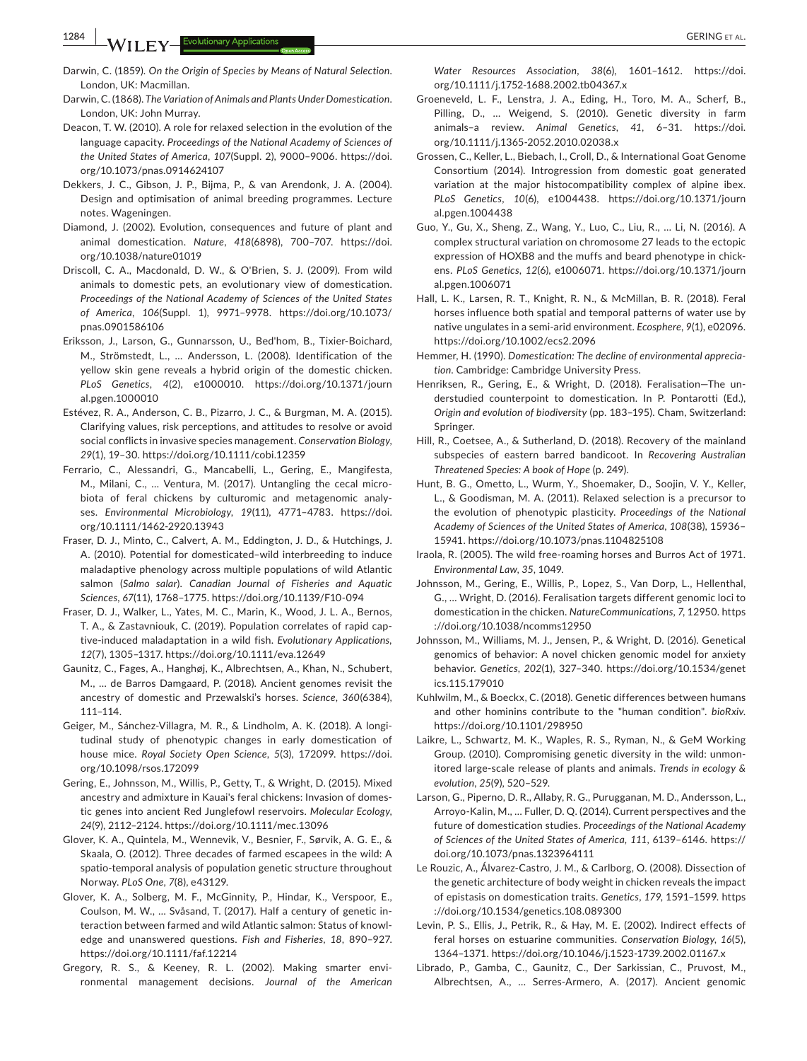Darwin, C. (1859). *On the Origin of Species by Means of Natural Selection*. London, UK: Macmillan.

Darwin, C. (1868). *The Variation of Animals and Plants Under Domestication*. London, UK: John Murray.

Deacon, T. W. (2010). A role for relaxed selection in the evolution of the language capacity. *Proceedings of the National Academy of Sciences of the United States of America*, *107*(Suppl. 2), 9000–9006. https://doi.org/10.1073/pnas.0914624107

Dekkers, J. C., Gibson, J. P., Bijma, P., & van Arendonk, J. A. (2004). Design and optimisation of animal breeding programmes. Lecture notes. Wageningen.

Diamond, J. (2002). Evolution, consequences and future of plant and animal domestication. *Nature*, *418*(6898), 700–707. https://doi.org/10.1038/nature01019

Driscoll, C. A., Macdonald, D. W., & O'Brien, S. J. (2009). From wild animals to domestic pets, an evolutionary view of domestication. *Proceedings of the National Academy of Sciences of the United States of America*, *106*(Suppl. 1), 9971–9978. https://doi.org/10.1073/pnas.0901586106

Eriksson, J., Larson, G., Gunnarsson, U., Bed'hom, B., Tixier-Boichard, M., Strömstedt, L., … Andersson, L. (2008). Identification of the yellow skin gene reveals a hybrid origin of the domestic chicken. *PLoS Genetics*, *4*(2), e1000010. https://doi.org/10.1371/journal.pgen.1000010

Estévez, R. A., Anderson, C. B., Pizarro, J. C., & Burgman, M. A. (2015). Clarifying values, risk perceptions, and attitudes to resolve or avoid social conflicts in invasive species management. *Conservation Biology*, *29*(1), 19–30. https://doi.org/10.1111/cobi.12359

Ferrario, C., Alessandri, G., Mancabelli, L., Gering, E., Mangifesta, M., Milani, C., … Ventura, M. (2017). Untangling the cecal microbiota of feral chickens by culturomic and metagenomic analyses. *Environmental Microbiology*, *19*(11), 4771–4783. https://doi.org/10.1111/1462-2920.13943

Fraser, D. J., Minto, C., Calvert, A. M., Eddington, J. D., & Hutchings, J. A. (2010). Potential for domesticated–wild interbreeding to induce maladaptive phenology across multiple populations of wild Atlantic salmon (*Salmo salar*). *Canadian Journal of Fisheries and Aquatic Sciences*, *67*(11), 1768–1775. https://doi.org/10.1139/F10-094

Fraser, D. J., Walker, L., Yates, M. C., Marin, K., Wood, J. L. A., Bernos, T. A., & Zastavniouk, C. (2019). Population correlates of rapid captive-induced maladaptation in a wild fish. *Evolutionary Applications*, *12*(7), 1305–1317. https://doi.org/10.1111/eva.12649

Gaunitz, C., Fages, A., Hanghøj, K., Albrechtsen, A., Khan, N., Schubert, M., … de Barros Damgaard, P. (2018). Ancient genomes revisit the ancestry of domestic and Przewalski's horses. *Science*, *360*(6384), 111–114.

Geiger, M., Sánchez-Villagra, M. R., & Lindholm, A. K. (2018). A longitudinal study of phenotypic changes in early domestication of house mice. *Royal Society Open Science*, *5*(3), 172099. https://doi.org/10.1098/rsos.172099

Gering, E., Johnsson, M., Willis, P., Getty, T., & Wright, D. (2015). Mixed ancestry and admixture in Kauai's feral chickens: Invasion of domestic genes into ancient Red Junglefowl reservoirs. *Molecular Ecology*, *24*(9), 2112–2124. https://doi.org/10.1111/mec.13096

Glover, K. A., Quintela, M., Wennevik, V., Besnier, F., Sørvik, A. G. E., & Skaala, O. (2012). Three decades of farmed escapees in the wild: A spatio-temporal analysis of population genetic structure throughout Norway. *PLoS One*, *7*(8), e43129.

Glover, K. A., Solberg, M. F., McGinnity, P., Hindar, K., Verspoor, E., Coulson, M. W., … Svåsand, T. (2017). Half a century of genetic interaction between farmed and wild Atlantic salmon: Status of knowledge and unanswered questions. *Fish and Fisheries*, *18*, 890–927. https://doi.org/10.1111/faf.12214

Gregory, R. S., & Keeney, R. L. (2002). Making smarter environmental management decisions. *Journal of the American Water Resources Association*, *38*(6), 1601–1612. https://doi.org/10.1111/j.1752-1688.2002.tb04367.x

Groeneveld, L. F., Lenstra, J. A., Eding, H., Toro, M. A., Scherf, B., Pilling, D., … Weigend, S. (2010). Genetic diversity in farm animals–a review. *Animal Genetics*, *41*, 6–31. https://doi.org/10.1111/j.1365-2052.2010.02038.x

Grossen, C., Keller, L., Biebach, I., Croll, D., & International Goat Genome Consortium (2014). Introgression from domestic goat generated variation at the major histocompatibility complex of alpine ibex. *PLoS Genetics*, *10*(6), e1004438. https://doi.org/10.1371/journal.pgen.1004438

Guo, Y., Gu, X., Sheng, Z., Wang, Y., Luo, C., Liu, R., … Li, N. (2016). A complex structural variation on chromosome 27 leads to the ectopic expression of HOXB8 and the muffs and beard phenotype in chickens. *PLoS Genetics*, *12*(6), e1006071. https://doi.org/10.1371/journal.pgen.1006071

Hall, L. K., Larsen, R. T., Knight, R. N., & McMillan, B. R. (2018). Feral horses influence both spatial and temporal patterns of water use by native ungulates in a semi-arid environment. *Ecosphere*, *9*(1), e02096. https://doi.org/10.1002/ecs2.2096

Hemmer, H. (1990). *Domestication: The decline of environmental appreciation*. Cambridge: Cambridge University Press.

Henriksen, R., Gering, E., & Wright, D. (2018). Feralisation—The understudied counterpoint to domestication. In P. Pontarotti (Ed.), *Origin and evolution of biodiversity* (pp. 183–195). Cham, Switzerland: Springer.

Hill, R., Coetsee, A., & Sutherland, D. (2018). Recovery of the mainland subspecies of eastern barred bandicoot. In *Recovering Australian Threatened Species: A book of Hope* (p. 249).

Hunt, B. G., Ometto, L., Wurm, Y., Shoemaker, D., Soojin, V. Y., Keller, L., & Goodisman, M. A. (2011). Relaxed selection is a precursor to the evolution of phenotypic plasticity. *Proceedings of the National Academy of Sciences of the United States of America*, *108*(38), 15936–15941. https://doi.org/10.1073/pnas.1104825108

Iraola, R. (2005). The wild free-roaming horses and Burros Act of 1971. *Environmental Law*, *35*, 1049.

Johnsson, M., Gering, E., Willis, P., Lopez, S., Van Dorp, L., Hellenthal, G., … Wright, D. (2016). Feralisation targets different genomic loci to domestication in the chicken. *NatureCommunications*, *7*, 12950. https://doi.org/10.1038/ncomms12950

Johnsson, M., Williams, M. J., Jensen, P., & Wright, D. (2016). Genetical genomics of behavior: A novel chicken genomic model for anxiety behavior. *Genetics*, *202*(1), 327–340. https://doi.org/10.1534/genetics.115.179010

Kuhlwilm, M., & Boeckx, C. (2018). Genetic differences between humans and other hominins contribute to the "human condition". *bioRxiv*. https://doi.org/10.1101/298950

Laikre, L., Schwartz, M. K., Waples, R. S., Ryman, N., & GeM Working Group. (2010). Compromising genetic diversity in the wild: unmonitored large-scale release of plants and animals. *Trends in ecology & evolution*, *25*(9), 520–529.

Larson, G., Piperno, D. R., Allaby, R. G., Purugganan, M. D., Andersson, L., Arroyo-Kalin, M., … Fuller, D. Q. (2014). Current perspectives and the future of domestication studies. *Proceedings of the National Academy of Sciences of the United States of America*, *111*, 6139–6146. https://doi.org/10.1073/pnas.1323964111

Le Rouzic, A., Álvarez-Castro, J. M., & Carlborg, O. (2008). Dissection of the genetic architecture of body weight in chicken reveals the impact of epistasis on domestication traits. *Genetics*, *179*, 1591–1599. https://doi.org/10.1534/genetics.108.089300

Levin, P. S., Ellis, J., Petrik, R., & Hay, M. E. (2002). Indirect effects of feral horses on estuarine communities. *Conservation Biology*, *16*(5), 1364–1371. https://doi.org/10.1046/j.1523-1739.2002.01167.x

Librado, P., Gamba, C., Gaunitz, C., Der Sarkissian, C., Pruvost, M., Albrechtsen, A., … Serres-Armero, A. (2017). Ancient genomic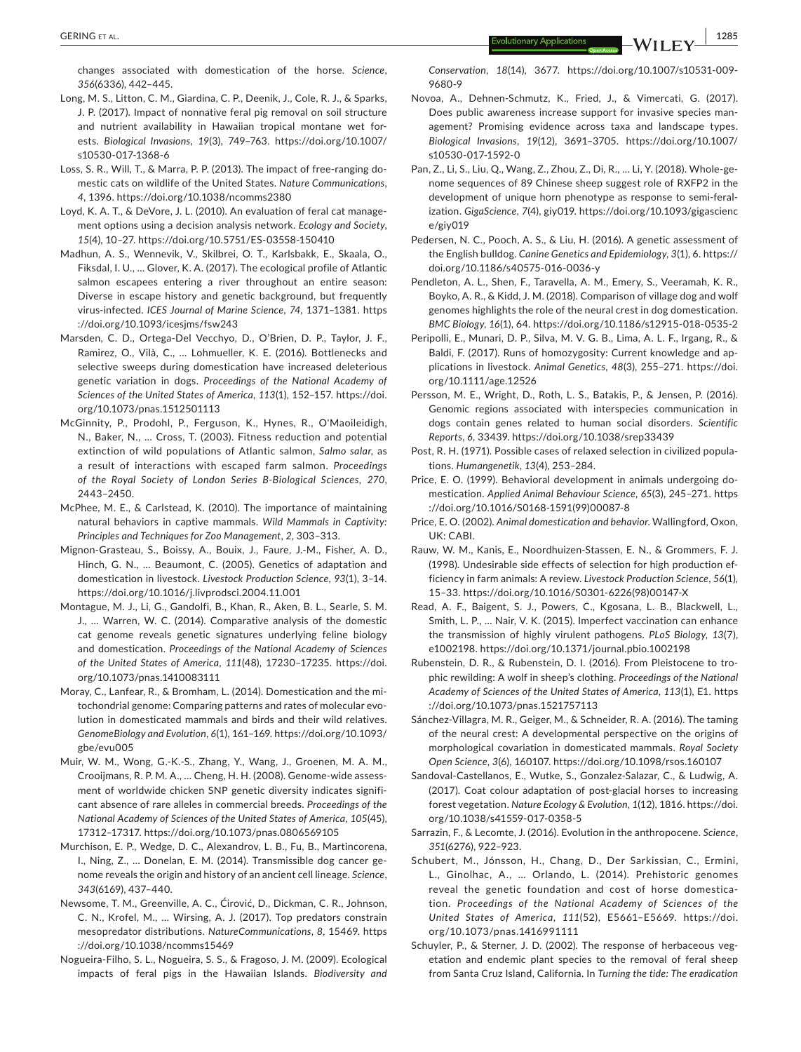changes associated with domestication of the horse. *Science*, *356*(6336), 442–445.

Long, M. S., Litton, C. M., Giardina, C. P., Deenik, J., Cole, R. J., & Sparks, J. P. (2017). Impact of nonnative feral pig removal on soil structure and nutrient availability in Hawaiian tropical montane wet forests. *Biological Invasions*, *19*(3), 749–763. https://doi.org/10.1007/s10530-017-1368-6

Loss, S. R., Will, T., & Marra, P. P. (2013). The impact of free-ranging domestic cats on wildlife of the United States. *Nature Communications*, *4*, 1396. https://doi.org/10.1038/ncomms2380

Loyd, K. A. T., & DeVore, J. L. (2010). An evaluation of feral cat management options using a decision analysis network. *Ecology and Society*, *15*(4), 10–27. https://doi.org/10.5751/ES-03558-150410

Madhun, A. S., Wennevik, V., Skilbrei, O. T., Karlsbakk, E., Skaala, O., Fiksdal, I. U., … Glover, K. A. (2017). The ecological profile of Atlantic salmon escapees entering a river throughout an entire season: Diverse in escape history and genetic background, but frequently virus-infected. *ICES Journal of Marine Science*, *74*, 1371–1381. https://doi.org/10.1093/icesjms/fsw243

Marsden, C. D., Ortega-Del Vecchyo, D., O'Brien, D. P., Taylor, J. F., Ramirez, O., Vilà, C., … Lohmueller, K. E. (2016). Bottlenecks and selective sweeps during domestication have increased deleterious genetic variation in dogs. *Proceedings of the National Academy of Sciences of the United States of America*, *113*(1), 152–157. https://doi.org/10.1073/pnas.1512501113

McGinnity, P., Prodohl, P., Ferguson, K., Hynes, R., O'Maoileidigh, N., Baker, N., … Cross, T. (2003). Fitness reduction and potential extinction of wild populations of Atlantic salmon, *Salmo salar*, as a result of interactions with escaped farm salmon. *Proceedings of the Royal Society of London Series B-Biological Sciences*, *270*, 2443–2450.

McPhee, M. E., & Carlstead, K. (2010). The importance of maintaining natural behaviors in captive mammals. *Wild Mammals in Captivity: Principles and Techniques for Zoo Management*, *2*, 303–313.

Mignon-Grasteau, S., Boissy, A., Bouix, J., Faure, J.-M., Fisher, A. D., Hinch, G. N., … Beaumont, C. (2005). Genetics of adaptation and domestication in livestock. *Livestock Production Science*, *93*(1), 3–14. https://doi.org/10.1016/j.livprodsci.2004.11.001

Montague, M. J., Li, G., Gandolfi, B., Khan, R., Aken, B. L., Searle, S. M. J., … Warren, W. C. (2014). Comparative analysis of the domestic cat genome reveals genetic signatures underlying feline biology and domestication. *Proceedings of the National Academy of Sciences of the United States of America*, *111*(48), 17230–17235. https://doi.org/10.1073/pnas.1410083111

Moray, C., Lanfear, R., & Bromham, L. (2014). Domestication and the mitochondrial genome: Comparing patterns and rates of molecular evolution in domesticated mammals and birds and their wild relatives. *GenomeBiology and Evolution*, *6*(1), 161–169. https://doi.org/10.1093/gbe/evu005

Muir, W. M., Wong, G.-K.-S., Zhang, Y., Wang, J., Groenen, M. A. M., Crooijmans, R. P. M. A., … Cheng, H. H. (2008). Genome-wide assessment of worldwide chicken SNP genetic diversity indicates significant absence of rare alleles in commercial breeds. *Proceedings of the National Academy of Sciences of the United States of America*, *105*(45), 17312–17317. https://doi.org/10.1073/pnas.0806569105

Murchison, E. P., Wedge, D. C., Alexandrov, L. B., Fu, B., Martincorena, I., Ning, Z., … Donelan, E. M. (2014). Transmissible dog cancer genome reveals the origin and history of an ancient cell lineage. *Science*, *343*(6169), 437–440.

Newsome, T. M., Greenville, A. C., Ćirović, D., Dickman, C. R., Johnson, C. N., Krofel, M., … Wirsing, A. J. (2017). Top predators constrain mesopredator distributions. *NatureCommunications*, *8*, 15469. https://doi.org/10.1038/ncomms15469

Nogueira-Filho, S. L., Nogueira, S. S., & Fragoso, J. M. (2009). Ecological impacts of feral pigs in the Hawaiian Islands. *Biodiversity and Conservation*, *18*(14), 3677. https://doi.org/10.1007/s10531-009-9680-9

Novoa, A., Dehnen-Schmutz, K., Fried, J., & Vimercati, G. (2017). Does public awareness increase support for invasive species management? Promising evidence across taxa and landscape types. *Biological Invasions*, *19*(12), 3691–3705. https://doi.org/10.1007/s10530-017-1592-0

Pan, Z., Li, S., Liu, Q., Wang, Z., Zhou, Z., Di, R., … Li, Y. (2018). Whole-genome sequences of 89 Chinese sheep suggest role of RXFP2 in the development of unique horn phenotype as response to semi-feralization. *GigaScience*, *7*(4), giy019. https://doi.org/10.1093/gigascience/giy019

Pedersen, N. C., Pooch, A. S., & Liu, H. (2016). A genetic assessment of the English bulldog. *Canine Genetics and Epidemiology*, *3*(1), 6. https://doi.org/10.1186/s40575-016-0036-y

Pendleton, A. L., Shen, F., Taravella, A. M., Emery, S., Veeramah, K. R., Boyko, A. R., & Kidd, J. M. (2018). Comparison of village dog and wolf genomes highlights the role of the neural crest in dog domestication. *BMC Biology*, *16*(1), 64. https://doi.org/10.1186/s12915-018-0535-2

Peripolli, E., Munari, D. P., Silva, M. V. G. B., Lima, A. L. F., Irgang, R., & Baldi, F. (2017). Runs of homozygosity: Current knowledge and applications in livestock. *Animal Genetics*, *48*(3), 255–271. https://doi.org/10.1111/age.12526

Persson, M. E., Wright, D., Roth, L. S., Batakis, P., & Jensen, P. (2016). Genomic regions associated with interspecies communication in dogs contain genes related to human social disorders. *Scientific Reports*, *6*, 33439. https://doi.org/10.1038/srep33439

Post, R. H. (1971). Possible cases of relaxed selection in civilized populations. *Humangenetik*, *13*(4), 253–284.

Price, E. O. (1999). Behavioral development in animals undergoing domestication. *Applied Animal Behaviour Science*, *65*(3), 245–271. https://doi.org/10.1016/S0168-1591(99)00087-8

Price, E. O. (2002). *Animal domestication and behavior*. Wallingford, Oxon, UK: CABI.

Rauw, W. M., Kanis, E., Noordhuizen-Stassen, E. N., & Grommers, F. J. (1998). Undesirable side effects of selection for high production efficiency in farm animals: A review. *Livestock Production Science*, *56*(1), 15–33. https://doi.org/10.1016/S0301-6226(98)00147-X

Read, A. F., Baigent, S. J., Powers, C., Kgosana, L. B., Blackwell, L., Smith, L. P., … Nair, V. K. (2015). Imperfect vaccination can enhance the transmission of highly virulent pathogens. *PLoS Biology*, *13*(7), e1002198. https://doi.org/10.1371/journal.pbio.1002198

Rubenstein, D. R., & Rubenstein, D. I. (2016). From Pleistocene to trophic rewilding: A wolf in sheep's clothing. *Proceedings of the National Academy of Sciences of the United States of America*, *113*(1), E1. https://doi.org/10.1073/pnas.1521757113

Sánchez-Villagra, M. R., Geiger, M., & Schneider, R. A. (2016). The taming of the neural crest: A developmental perspective on the origins of morphological covariation in domesticated mammals. *Royal Society Open Science*, *3*(6), 160107. https://doi.org/10.1098/rsos.160107

Sandoval-Castellanos, E., Wutke, S., Gonzalez-Salazar, C., & Ludwig, A. (2017). Coat colour adaptation of post-glacial horses to increasing forest vegetation. *Nature Ecology & Evolution*, *1*(12), 1816. https://doi.org/10.1038/s41559-017-0358-5

Sarrazin, F., & Lecomte, J. (2016). Evolution in the anthropocene. *Science*, *351*(6276), 922–923.

Schubert, M., Jónsson, H., Chang, D., Der Sarkissian, C., Ermini, L., Ginolhac, A., … Orlando, L. (2014). Prehistoric genomes reveal the genetic foundation and cost of horse domestication. *Proceedings of the National Academy of Sciences of the United States of America*, *111*(52), E5661–E5669. https://doi.org/10.1073/pnas.1416991111

Schuyler, P., & Sterner, J. D. (2002). The response of herbaceous vegetation and endemic plant species to the removal of feral sheep from Santa Cruz Island, California. In *Turning the tide: The eradication*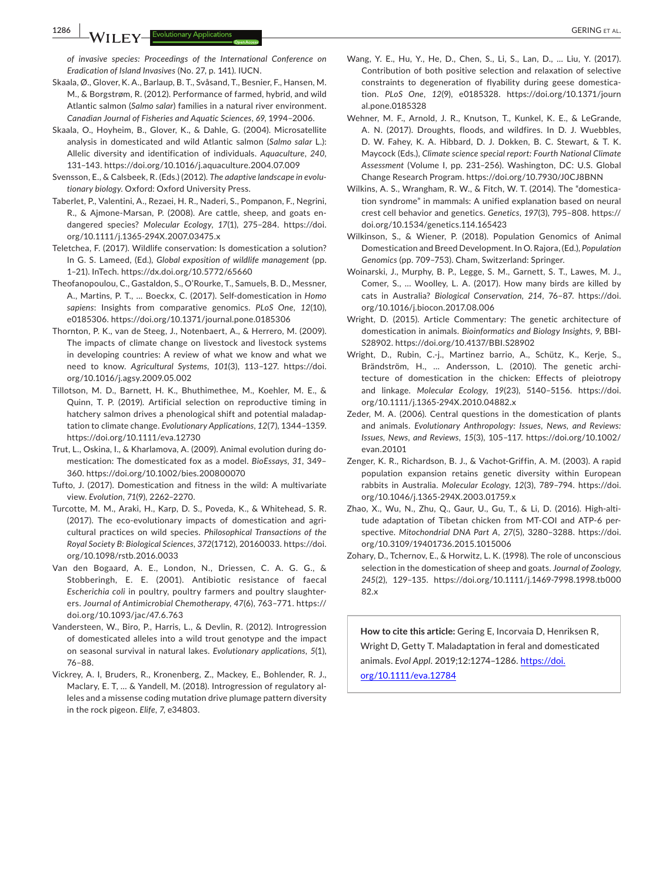*of invasive species: Proceedings of the International Conference on Eradication of Island Invasives* (No. 27, p. 141). IUCN.

Skaala, Ø., Glover, K. A., Barlaup, B. T., Svåsand, T., Besnier, F., Hansen, M. M., & Borgstrøm, R. (2012). Performance of farmed, hybrid, and wild Atlantic salmon (*Salmo salar*) families in a natural river environment. *Canadian Journal of Fisheries and Aquatic Sciences*, *69*, 1994–2006.

Skaala, O., Hoyheim, B., Glover, K., & Dahle, G. (2004). Microsatellite analysis in domesticated and wild Atlantic salmon (*Salmo salar* L.): Allelic diversity and identification of individuals. *Aquaculture*, *240*, 131–143. https://doi.org/10.1016/j.aquaculture.2004.07.009

Svensson, E., & Calsbeek, R. (Eds.) (2012). *The adaptive landscape in evolutionary biology*. Oxford: Oxford University Press.

Taberlet, P., Valentini, A., Rezaei, H. R., Naderi, S., Pompanon, F., Negrini, R., & Ajmone-Marsan, P. (2008). Are cattle, sheep, and goats endangered species? *Molecular Ecology*, *17*(1), 275–284. https://doi.org/10.1111/j.1365-294X.2007.03475.x

Teletchea, F. (2017). Wildlife conservation: Is domestication a solution? In G. S. Lameed, (Ed.), *Global exposition of wildlife management* (pp. 1–21). InTech. https://dx.doi.org/10.5772/65660

Theofanopoulou, C., Gastaldon, S., O'Rourke, T., Samuels, B. D., Messner, A., Martins, P. T., … Boeckx, C. (2017). Self-domestication in *Homo sapiens*: Insights from comparative genomics. *PLoS One*, *12*(10), e0185306. https://doi.org/10.1371/journal.pone.0185306

Thornton, P. K., van de Steeg, J., Notenbaert, A., & Herrero, M. (2009). The impacts of climate change on livestock and livestock systems in developing countries: A review of what we know and what we need to know. *Agricultural Systems*, *101*(3), 113–127. https://doi.org/10.1016/j.agsy.2009.05.002

Tillotson, M. D., Barnett, H. K., Bhuthimethee, M., Koehler, M. E., & Quinn, T. P. (2019). Artificial selection on reproductive timing in hatchery salmon drives a phenological shift and potential maladaptation to climate change. *Evolutionary Applications*, *12*(7), 1344–1359. https://doi.org/10.1111/eva.12730

Trut, L., Oskina, I., & Kharlamova, A. (2009). Animal evolution during domestication: The domesticated fox as a model. *BioEssays*, *31*, 349–360. https://doi.org/10.1002/bies.200800070

Tufto, J. (2017). Domestication and fitness in the wild: A multivariate view. *Evolution*, *71*(9), 2262–2270.

Turcotte, M. M., Araki, H., Karp, D. S., Poveda, K., & Whitehead, S. R. (2017). The eco-evolutionary impacts of domestication and agricultural practices on wild species. *Philosophical Transactions of the Royal Society B: Biological Sciences*, *372*(1712), 20160033. https://doi.org/10.1098/rstb.2016.0033

Van den Bogaard, A. E., London, N., Driessen, C. A. G. G., & Stobberingh, E. E. (2001). Antibiotic resistance of faecal *Escherichia coli* in poultry, poultry farmers and poultry slaughterers. *Journal of Antimicrobial Chemotherapy*, *47*(6), 763–771. https://doi.org/10.1093/jac/47.6.763

Vandersteen, W., Biro, P., Harris, L., & Devlin, R. (2012). Introgression of domesticated alleles into a wild trout genotype and the impact on seasonal survival in natural lakes. *Evolutionary applications*, *5*(1), 76–88.

Vickrey, A. I, Bruders, R., Kronenberg, Z., Mackey, E., Bohlender, R. J., Maclary, E. T, … & Yandell, M. (2018). Introgression of regulatory alleles and a missense coding mutation drive plumage pattern diversity in the rock pigeon. *Elife*, *7*, e34803.

Wang, Y. E., Hu, Y., He, D., Chen, S., Li, S., Lan, D., … Liu, Y. (2017). Contribution of both positive selection and relaxation of selective constraints to degeneration of flyability during geese domestication. *PLoS One*, *12*(9), e0185328. https://doi.org/10.1371/journal.pone.0185328

Wehner, M. F., Arnold, J. R., Knutson, T., Kunkel, K. E., & LeGrande, A. N. (2017). Droughts, floods, and wildfires. In D. J. Wuebbles, D. W. Fahey, K. A. Hibbard, D. J. Dokken, B. C. Stewart, & T. K. Maycock (Eds.), *Climate science special report: Fourth National Climate Assessment* (Volume I, pp. 231–256). Washington, DC: U.S. Global Change Research Program. https://doi.org/10.7930/J0CJ8BNN

Wilkins, A. S., Wrangham, R. W., & Fitch, W. T. (2014). The "domestication syndrome" in mammals: A unified explanation based on neural crest cell behavior and genetics. *Genetics*, *197*(3), 795–808. https://doi.org/10.1534/genetics.114.165423

Wilkinson, S., & Wiener, P. (2018). Population Genomics of Animal Domestication and Breed Development. In O. Rajora, (Ed.), *Population Genomics* (pp. 709–753). Cham, Switzerland: Springer.

Woinarski, J., Murphy, B. P., Legge, S. M., Garnett, S. T., Lawes, M. J., Comer, S., … Woolley, L. A. (2017). How many birds are killed by cats in Australia? *Biological Conservation*, *214*, 76–87. https://doi.org/10.1016/j.biocon.2017.08.006

Wright, D. (2015). Article Commentary: The genetic architecture of domestication in animals. *Bioinformatics and Biology Insights*, *9*, BBI-S28902. https://doi.org/10.4137/BBI.S28902

Wright, D., Rubin, C.-j., Martinez barrio, A., Schütz, K., Kerje, S., Brändström, H., … Andersson, L. (2010). The genetic architecture of domestication in the chicken: Effects of pleiotropy and linkage. *Molecular Ecology*, *19*(23), 5140–5156. https://doi.org/10.1111/j.1365-294X.2010.04882.x

Zeder, M. A. (2006). Central questions in the domestication of plants and animals. *Evolutionary Anthropology: Issues, News, and Reviews: Issues, News, and Reviews*, *15*(3), 105–117. https://doi.org/10.1002/evan.20101

Zenger, K. R., Richardson, B. J., & Vachot-Griffin, A. M. (2003). A rapid population expansion retains genetic diversity within European rabbits in Australia. *Molecular Ecology*, *12*(3), 789–794. https://doi.org/10.1046/j.1365-294X.2003.01759.x

Zhao, X., Wu, N., Zhu, Q., Gaur, U., Gu, T., & Li, D. (2016). High-altitude adaptation of Tibetan chicken from MT-COI and ATP-6 perspective. *Mitochondrial DNA Part A*, *27*(5), 3280–3288. https://doi.org/10.3109/19401736.2015.1015006

Zohary, D., Tchernov, E., & Horwitz, L. K. (1998). The role of unconscious selection in the domestication of sheep and goats. *Journal of Zoology*, *245*(2), 129–135. https://doi.org/10.1111/j.1469-7998.1998.tb00082.x

**How to cite this article:** Gering E, Incorvaia D, Henriksen R, Wright D, Getty T. Maladaptation in feral and domesticated animals. *Evol Appl*. 2019;12:1274–1286. https://doi.org/10.1111/eva.12784